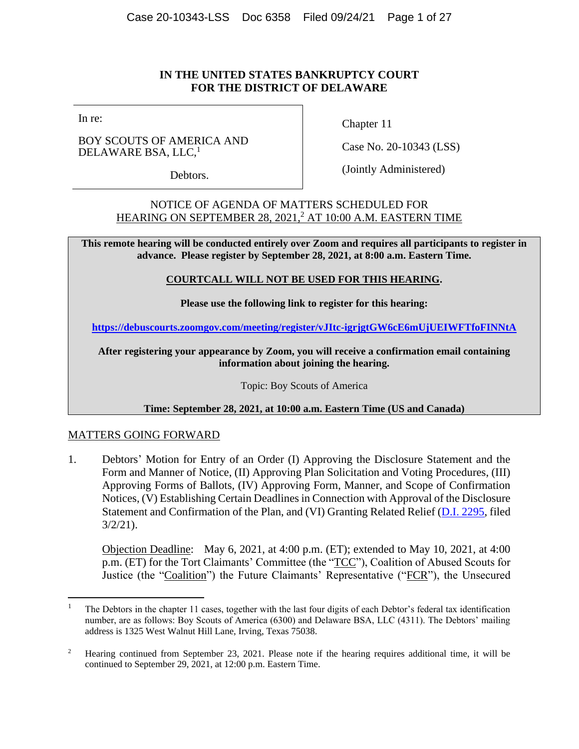# IN THE UNITED STATES BANKRUPTCY COURT FOR THE DISTRICT OF DELAWARE

| | |
|---|---|
| In re:<br><br>BOY SCOUTS OF AMERICA AND DELAWARE BSA, LLC,[1]<br><br>Debtors. | Chapter 11<br><br>Case No. 20-10343 (LSS)<br><br>(Jointly Administered) |

NOTICE OF AGENDA OF MATTERS SCHEDULED FOR HEARING ON SEPTEMBER 28, 2021,[2] AT 10:00 A.M. EASTERN TIME

**This remote hearing will be conducted entirely over Zoom and requires all participants to register in advance. Please register by September 28, 2021, at 8:00 a.m. Eastern Time.**

**COURTCALL WILL NOT BE USED FOR THIS HEARING.**

**Please use the following link to register for this hearing:**

**https://debuscourts.zoomgov.com/meeting/register/vJItc-igrjgtGW6cE6mUjUEIWFTfoFINNtA**

**After registering your appearance by Zoom, you will receive a confirmation email containing information about joining the hearing.**

Topic: Boy Scouts of America

**Time: September 28, 2021, at 10:00 a.m. Eastern Time (US and Canada)**

MATTERS GOING FORWARD

1. Debtors' Motion for Entry of an Order (I) Approving the Disclosure Statement and the Form and Manner of Notice, (II) Approving Plan Solicitation and Voting Procedures, (III) Approving Forms of Ballots, (IV) Approving Form, Manner, and Scope of Confirmation Notices, (V) Establishing Certain Deadlines in Connection with Approval of the Disclosure Statement and Confirmation of the Plan, and (VI) Granting Related Relief (D.I. 2295, filed 3/2/21).

   Objection Deadline: May 6, 2021, at 4:00 p.m. (ET); extended to May 10, 2021, at 4:00 p.m. (ET) for the Tort Claimants' Committee (the "TCC"), Coalition of Abused Scouts for Justice (the "Coalition") the Future Claimants' Representative ("FCR"), the Unsecured

---

[1] The Debtors in the chapter 11 cases, together with the last four digits of each Debtor's federal tax identification number, are as follows: Boy Scouts of America (6300) and Delaware BSA, LLC (4311). The Debtors' mailing address is 1325 West Walnut Hill Lane, Irving, Texas 75038.

[2] Hearing continued from September 23, 2021. Please note if the hearing requires additional time, it will be continued to September 29, 2021, at 12:00 p.m. Eastern Time.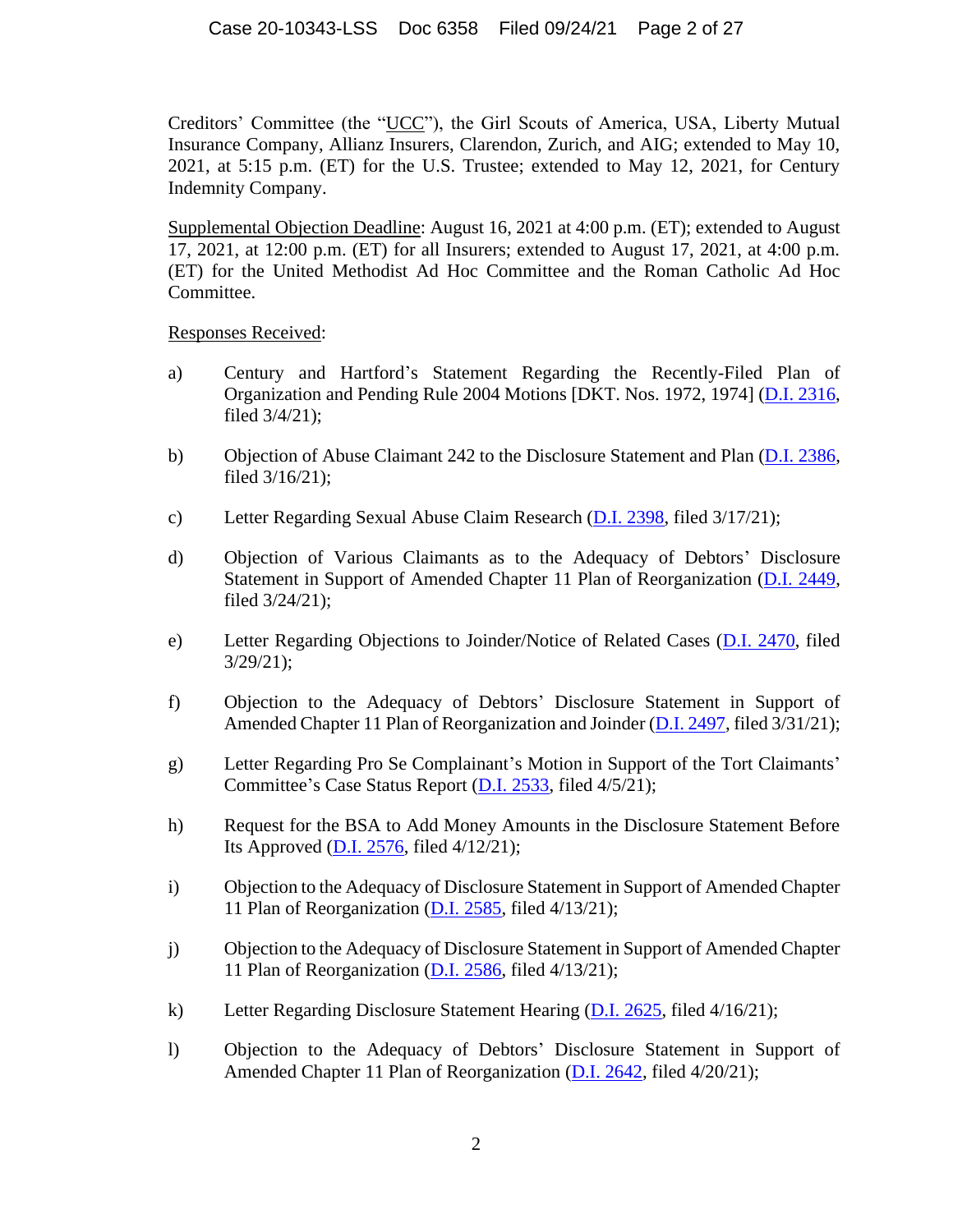Creditors' Committee (the "UCC"), the Girl Scouts of America, USA, Liberty Mutual Insurance Company, Allianz Insurers, Clarendon, Zurich, and AIG; extended to May 10, 2021, at 5:15 p.m. (ET) for the U.S. Trustee; extended to May 12, 2021, for Century Indemnity Company.

Supplemental Objection Deadline: August 16, 2021 at 4:00 p.m. (ET); extended to August 17, 2021, at 12:00 p.m. (ET) for all Insurers; extended to August 17, 2021, at 4:00 p.m. (ET) for the United Methodist Ad Hoc Committee and the Roman Catholic Ad Hoc Committee.

Responses Received:

a) Century and Hartford's Statement Regarding the Recently-Filed Plan of Organization and Pending Rule 2004 Motions [DKT. Nos. 1972, 1974] (D.I. 2316, filed 3/4/21);

b) Objection of Abuse Claimant 242 to the Disclosure Statement and Plan (D.I. 2386, filed 3/16/21);

c) Letter Regarding Sexual Abuse Claim Research (D.I. 2398, filed 3/17/21);

d) Objection of Various Claimants as to the Adequacy of Debtors' Disclosure Statement in Support of Amended Chapter 11 Plan of Reorganization (D.I. 2449, filed 3/24/21);

e) Letter Regarding Objections to Joinder/Notice of Related Cases (D.I. 2470, filed 3/29/21);

f) Objection to the Adequacy of Debtors' Disclosure Statement in Support of Amended Chapter 11 Plan of Reorganization and Joinder (D.I. 2497, filed 3/31/21);

g) Letter Regarding Pro Se Complainant's Motion in Support of the Tort Claimants' Committee's Case Status Report (D.I. 2533, filed 4/5/21);

h) Request for the BSA to Add Money Amounts in the Disclosure Statement Before Its Approved (D.I. 2576, filed 4/12/21);

i) Objection to the Adequacy of Disclosure Statement in Support of Amended Chapter 11 Plan of Reorganization (D.I. 2585, filed 4/13/21);

j) Objection to the Adequacy of Disclosure Statement in Support of Amended Chapter 11 Plan of Reorganization (D.I. 2586, filed 4/13/21);

k) Letter Regarding Disclosure Statement Hearing (D.I. 2625, filed 4/16/21);

l) Objection to the Adequacy of Debtors' Disclosure Statement in Support of Amended Chapter 11 Plan of Reorganization (D.I. 2642, filed 4/20/21);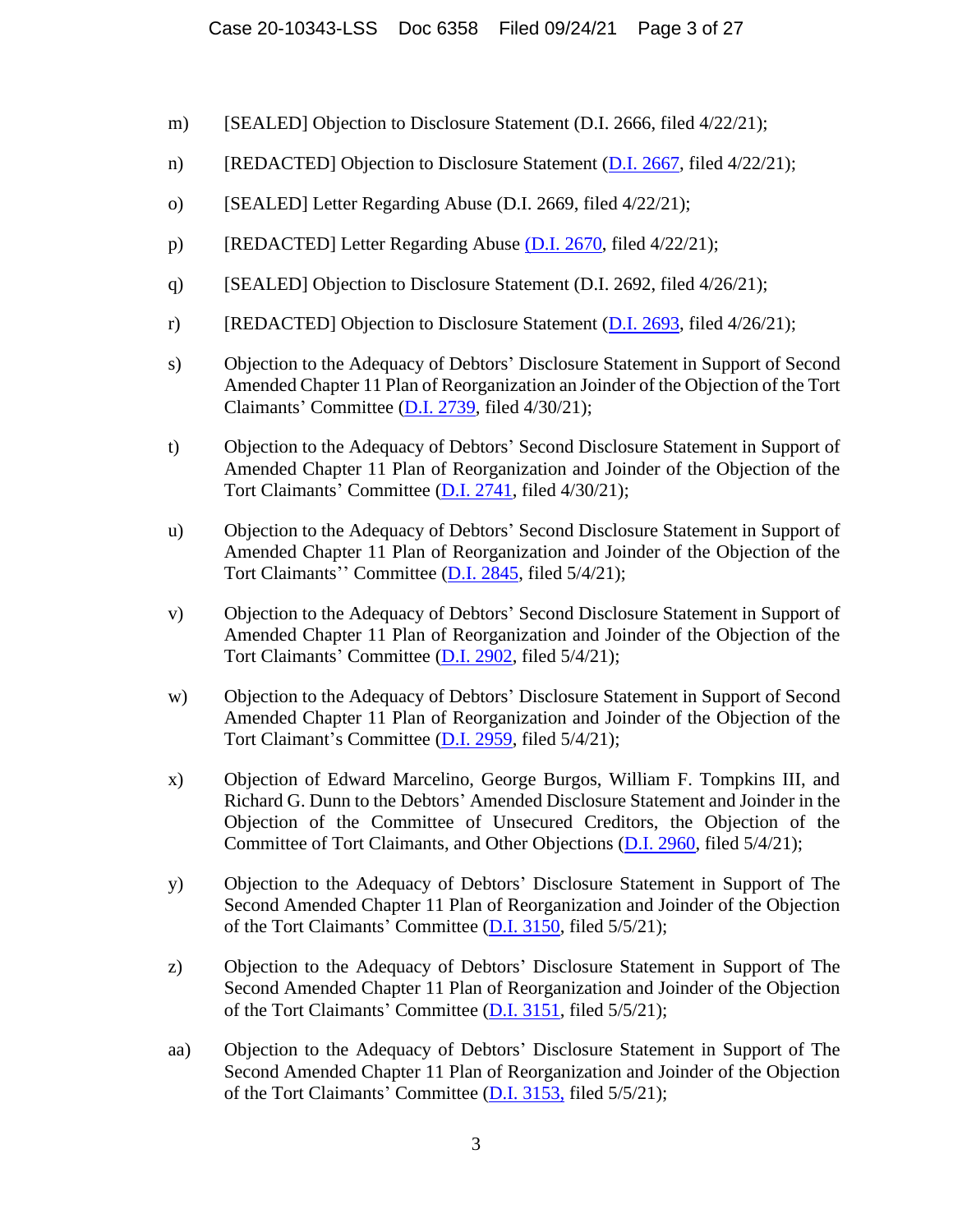m) [SEALED] Objection to Disclosure Statement (D.I. 2666, filed 4/22/21);

n) [REDACTED] Objection to Disclosure Statement (D.I. 2667, filed 4/22/21);

o) [SEALED] Letter Regarding Abuse (D.I. 2669, filed 4/22/21);

p) [REDACTED] Letter Regarding Abuse (D.I. 2670, filed 4/22/21);

q) [SEALED] Objection to Disclosure Statement (D.I. 2692, filed 4/26/21);

r) [REDACTED] Objection to Disclosure Statement (D.I. 2693, filed 4/26/21);

s) Objection to the Adequacy of Debtors' Disclosure Statement in Support of Second Amended Chapter 11 Plan of Reorganization an Joinder of the Objection of the Tort Claimants' Committee (D.I. 2739, filed 4/30/21);

t) Objection to the Adequacy of Debtors' Second Disclosure Statement in Support of Amended Chapter 11 Plan of Reorganization and Joinder of the Objection of the Tort Claimants' Committee (D.I. 2741, filed 4/30/21);

u) Objection to the Adequacy of Debtors' Second Disclosure Statement in Support of Amended Chapter 11 Plan of Reorganization and Joinder of the Objection of the Tort Claimants'' Committee (D.I. 2845, filed 5/4/21);

v) Objection to the Adequacy of Debtors' Second Disclosure Statement in Support of Amended Chapter 11 Plan of Reorganization and Joinder of the Objection of the Tort Claimants' Committee (D.I. 2902, filed 5/4/21);

w) Objection to the Adequacy of Debtors' Disclosure Statement in Support of Second Amended Chapter 11 Plan of Reorganization and Joinder of the Objection of the Tort Claimant's Committee (D.I. 2959, filed 5/4/21);

x) Objection of Edward Marcelino, George Burgos, William F. Tompkins III, and Richard G. Dunn to the Debtors' Amended Disclosure Statement and Joinder in the Objection of the Committee of Unsecured Creditors, the Objection of the Committee of Tort Claimants, and Other Objections (D.I. 2960, filed 5/4/21);

y) Objection to the Adequacy of Debtors' Disclosure Statement in Support of The Second Amended Chapter 11 Plan of Reorganization and Joinder of the Objection of the Tort Claimants' Committee (D.I. 3150, filed 5/5/21);

z) Objection to the Adequacy of Debtors' Disclosure Statement in Support of The Second Amended Chapter 11 Plan of Reorganization and Joinder of the Objection of the Tort Claimants' Committee (D.I. 3151, filed 5/5/21);

aa) Objection to the Adequacy of Debtors' Disclosure Statement in Support of The Second Amended Chapter 11 Plan of Reorganization and Joinder of the Objection of the Tort Claimants' Committee (D.I. 3153, filed 5/5/21);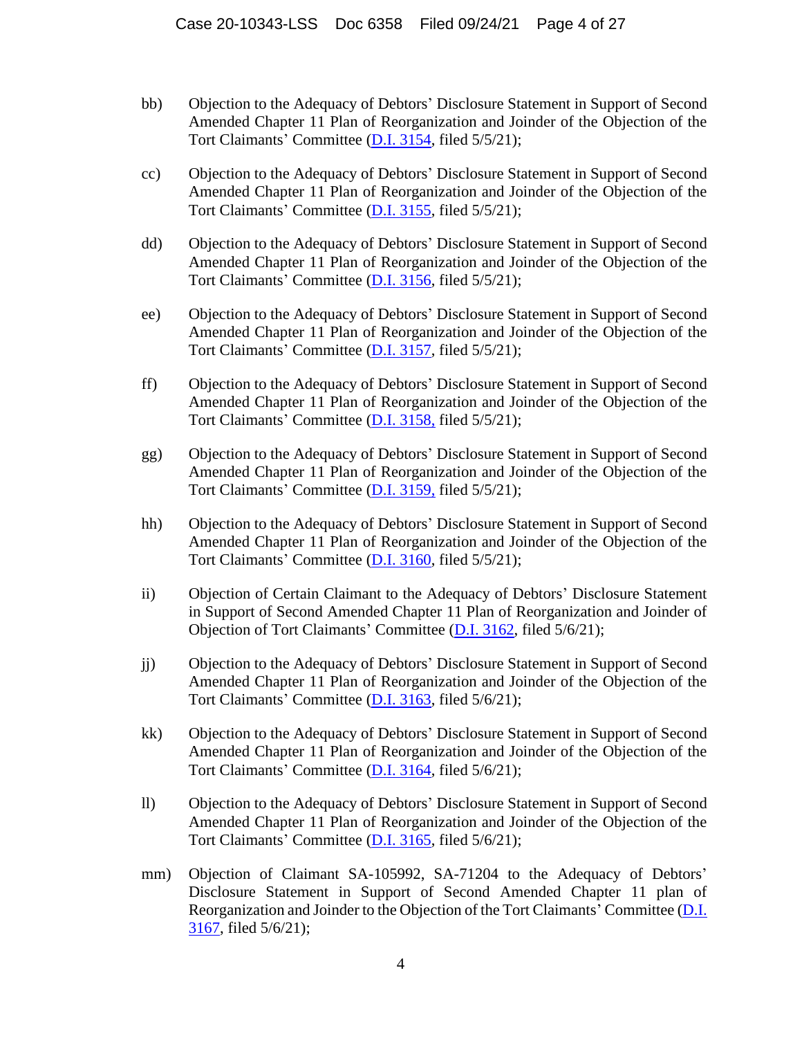bb) Objection to the Adequacy of Debtors' Disclosure Statement in Support of Second Amended Chapter 11 Plan of Reorganization and Joinder of the Objection of the Tort Claimants' Committee (D.I. 3154, filed 5/5/21);

cc) Objection to the Adequacy of Debtors' Disclosure Statement in Support of Second Amended Chapter 11 Plan of Reorganization and Joinder of the Objection of the Tort Claimants' Committee (D.I. 3155, filed 5/5/21);

dd) Objection to the Adequacy of Debtors' Disclosure Statement in Support of Second Amended Chapter 11 Plan of Reorganization and Joinder of the Objection of the Tort Claimants' Committee (D.I. 3156, filed 5/5/21);

ee) Objection to the Adequacy of Debtors' Disclosure Statement in Support of Second Amended Chapter 11 Plan of Reorganization and Joinder of the Objection of the Tort Claimants' Committee (D.I. 3157, filed 5/5/21);

ff) Objection to the Adequacy of Debtors' Disclosure Statement in Support of Second Amended Chapter 11 Plan of Reorganization and Joinder of the Objection of the Tort Claimants' Committee (D.I. 3158, filed 5/5/21);

gg) Objection to the Adequacy of Debtors' Disclosure Statement in Support of Second Amended Chapter 11 Plan of Reorganization and Joinder of the Objection of the Tort Claimants' Committee (D.I. 3159, filed 5/5/21);

hh) Objection to the Adequacy of Debtors' Disclosure Statement in Support of Second Amended Chapter 11 Plan of Reorganization and Joinder of the Objection of the Tort Claimants' Committee (D.I. 3160, filed 5/5/21);

ii) Objection of Certain Claimant to the Adequacy of Debtors' Disclosure Statement in Support of Second Amended Chapter 11 Plan of Reorganization and Joinder of Objection of Tort Claimants' Committee (D.I. 3162, filed 5/6/21);

jj) Objection to the Adequacy of Debtors' Disclosure Statement in Support of Second Amended Chapter 11 Plan of Reorganization and Joinder of the Objection of the Tort Claimants' Committee (D.I. 3163, filed 5/6/21);

kk) Objection to the Adequacy of Debtors' Disclosure Statement in Support of Second Amended Chapter 11 Plan of Reorganization and Joinder of the Objection of the Tort Claimants' Committee (D.I. 3164, filed 5/6/21);

ll) Objection to the Adequacy of Debtors' Disclosure Statement in Support of Second Amended Chapter 11 Plan of Reorganization and Joinder of the Objection of the Tort Claimants' Committee (D.I. 3165, filed 5/6/21);

mm) Objection of Claimant SA-105992, SA-71204 to the Adequacy of Debtors' Disclosure Statement in Support of Second Amended Chapter 11 plan of Reorganization and Joinder to the Objection of the Tort Claimants' Committee (D.I. 3167, filed 5/6/21);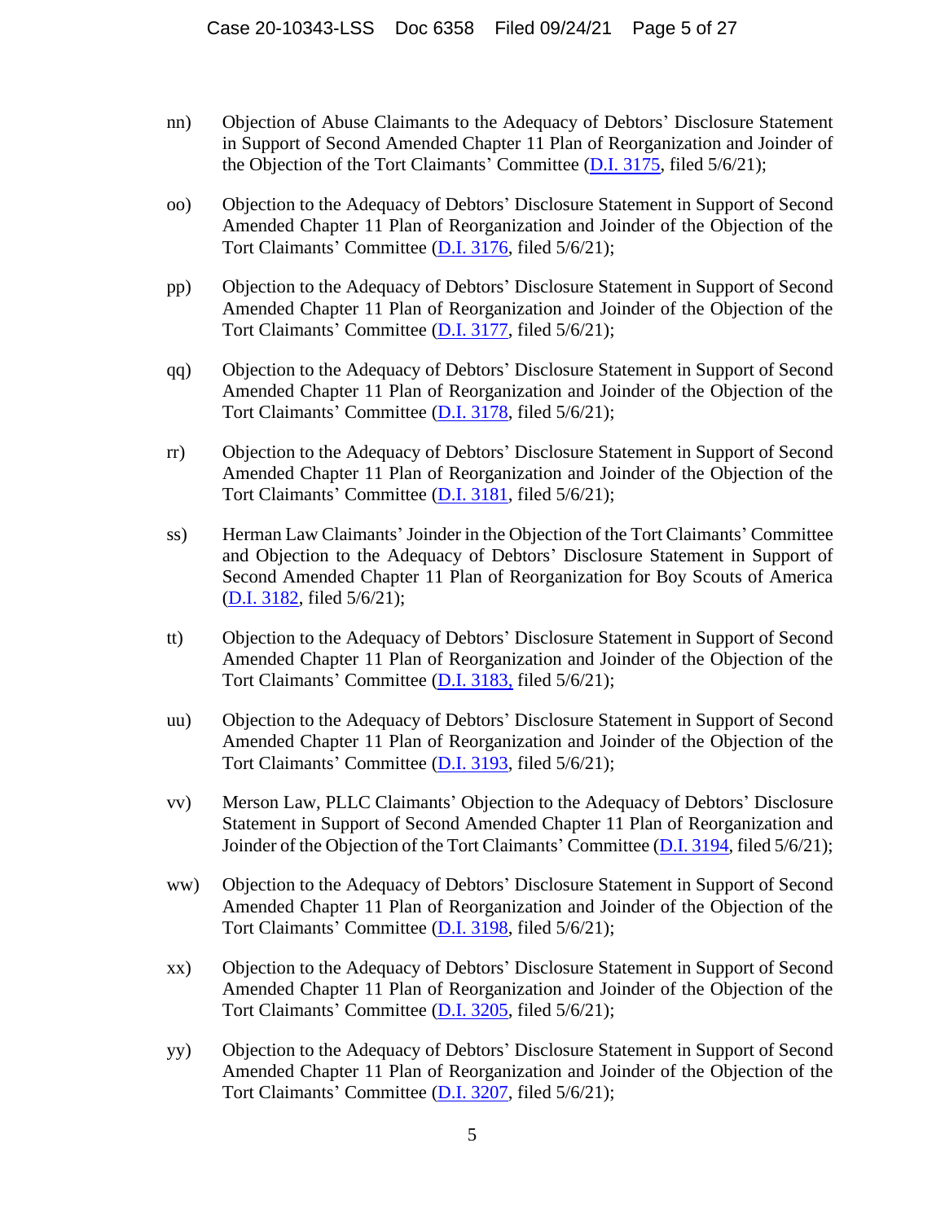nn) Objection of Abuse Claimants to the Adequacy of Debtors' Disclosure Statement in Support of Second Amended Chapter 11 Plan of Reorganization and Joinder of the Objection of the Tort Claimants' Committee (D.I. 3175, filed 5/6/21);

oo) Objection to the Adequacy of Debtors' Disclosure Statement in Support of Second Amended Chapter 11 Plan of Reorganization and Joinder of the Objection of the Tort Claimants' Committee (D.I. 3176, filed 5/6/21);

pp) Objection to the Adequacy of Debtors' Disclosure Statement in Support of Second Amended Chapter 11 Plan of Reorganization and Joinder of the Objection of the Tort Claimants' Committee (D.I. 3177, filed 5/6/21);

qq) Objection to the Adequacy of Debtors' Disclosure Statement in Support of Second Amended Chapter 11 Plan of Reorganization and Joinder of the Objection of the Tort Claimants' Committee (D.I. 3178, filed 5/6/21);

rr) Objection to the Adequacy of Debtors' Disclosure Statement in Support of Second Amended Chapter 11 Plan of Reorganization and Joinder of the Objection of the Tort Claimants' Committee (D.I. 3181, filed 5/6/21);

ss) Herman Law Claimants' Joinder in the Objection of the Tort Claimants' Committee and Objection to the Adequacy of Debtors' Disclosure Statement in Support of Second Amended Chapter 11 Plan of Reorganization for Boy Scouts of America (D.I. 3182, filed 5/6/21);

tt) Objection to the Adequacy of Debtors' Disclosure Statement in Support of Second Amended Chapter 11 Plan of Reorganization and Joinder of the Objection of the Tort Claimants' Committee (D.I. 3183, filed 5/6/21);

uu) Objection to the Adequacy of Debtors' Disclosure Statement in Support of Second Amended Chapter 11 Plan of Reorganization and Joinder of the Objection of the Tort Claimants' Committee (D.I. 3193, filed 5/6/21);

vv) Merson Law, PLLC Claimants' Objection to the Adequacy of Debtors' Disclosure Statement in Support of Second Amended Chapter 11 Plan of Reorganization and Joinder of the Objection of the Tort Claimants' Committee (D.I. 3194, filed 5/6/21);

ww) Objection to the Adequacy of Debtors' Disclosure Statement in Support of Second Amended Chapter 11 Plan of Reorganization and Joinder of the Objection of the Tort Claimants' Committee (D.I. 3198, filed 5/6/21);

xx) Objection to the Adequacy of Debtors' Disclosure Statement in Support of Second Amended Chapter 11 Plan of Reorganization and Joinder of the Objection of the Tort Claimants' Committee (D.I. 3205, filed 5/6/21);

yy) Objection to the Adequacy of Debtors' Disclosure Statement in Support of Second Amended Chapter 11 Plan of Reorganization and Joinder of the Objection of the Tort Claimants' Committee (D.I. 3207, filed 5/6/21);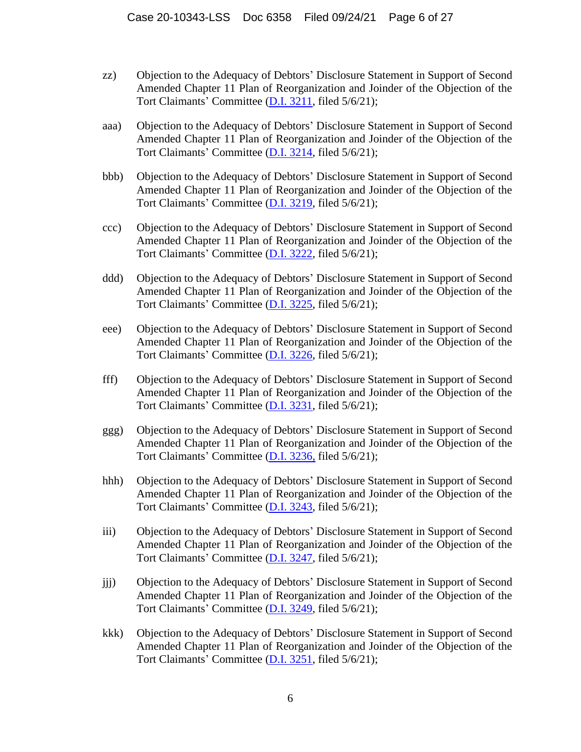zz) Objection to the Adequacy of Debtors' Disclosure Statement in Support of Second Amended Chapter 11 Plan of Reorganization and Joinder of the Objection of the Tort Claimants' Committee (D.I. 3211, filed 5/6/21);

aaa) Objection to the Adequacy of Debtors' Disclosure Statement in Support of Second Amended Chapter 11 Plan of Reorganization and Joinder of the Objection of the Tort Claimants' Committee (D.I. 3214, filed 5/6/21);

bbb) Objection to the Adequacy of Debtors' Disclosure Statement in Support of Second Amended Chapter 11 Plan of Reorganization and Joinder of the Objection of the Tort Claimants' Committee (D.I. 3219, filed 5/6/21);

ccc) Objection to the Adequacy of Debtors' Disclosure Statement in Support of Second Amended Chapter 11 Plan of Reorganization and Joinder of the Objection of the Tort Claimants' Committee (D.I. 3222, filed 5/6/21);

ddd) Objection to the Adequacy of Debtors' Disclosure Statement in Support of Second Amended Chapter 11 Plan of Reorganization and Joinder of the Objection of the Tort Claimants' Committee (D.I. 3225, filed 5/6/21);

eee) Objection to the Adequacy of Debtors' Disclosure Statement in Support of Second Amended Chapter 11 Plan of Reorganization and Joinder of the Objection of the Tort Claimants' Committee (D.I. 3226, filed 5/6/21);

fff) Objection to the Adequacy of Debtors' Disclosure Statement in Support of Second Amended Chapter 11 Plan of Reorganization and Joinder of the Objection of the Tort Claimants' Committee (D.I. 3231, filed 5/6/21);

ggg) Objection to the Adequacy of Debtors' Disclosure Statement in Support of Second Amended Chapter 11 Plan of Reorganization and Joinder of the Objection of the Tort Claimants' Committee (D.I. 3236, filed 5/6/21);

hhh) Objection to the Adequacy of Debtors' Disclosure Statement in Support of Second Amended Chapter 11 Plan of Reorganization and Joinder of the Objection of the Tort Claimants' Committee (D.I. 3243, filed 5/6/21);

iii) Objection to the Adequacy of Debtors' Disclosure Statement in Support of Second Amended Chapter 11 Plan of Reorganization and Joinder of the Objection of the Tort Claimants' Committee (D.I. 3247, filed 5/6/21);

jjj) Objection to the Adequacy of Debtors' Disclosure Statement in Support of Second Amended Chapter 11 Plan of Reorganization and Joinder of the Objection of the Tort Claimants' Committee (D.I. 3249, filed 5/6/21);

kkk) Objection to the Adequacy of Debtors' Disclosure Statement in Support of Second Amended Chapter 11 Plan of Reorganization and Joinder of the Objection of the Tort Claimants' Committee (D.I. 3251, filed 5/6/21);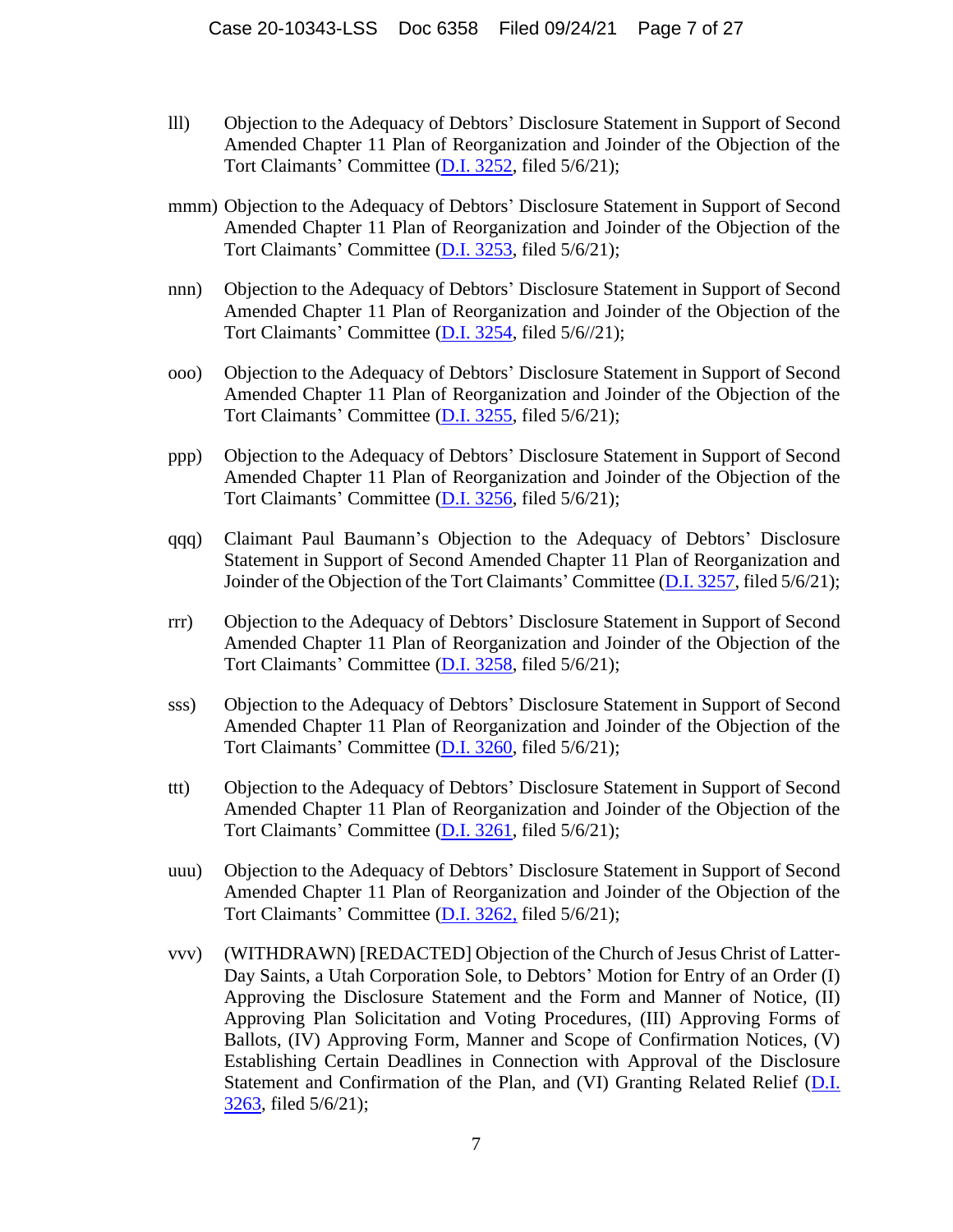lll) Objection to the Adequacy of Debtors' Disclosure Statement in Support of Second Amended Chapter 11 Plan of Reorganization and Joinder of the Objection of the Tort Claimants' Committee (D.I. 3252, filed 5/6/21);

mmm) Objection to the Adequacy of Debtors' Disclosure Statement in Support of Second Amended Chapter 11 Plan of Reorganization and Joinder of the Objection of the Tort Claimants' Committee (D.I. 3253, filed 5/6/21);

nnn) Objection to the Adequacy of Debtors' Disclosure Statement in Support of Second Amended Chapter 11 Plan of Reorganization and Joinder of the Objection of the Tort Claimants' Committee (D.I. 3254, filed 5/6//21);

ooo) Objection to the Adequacy of Debtors' Disclosure Statement in Support of Second Amended Chapter 11 Plan of Reorganization and Joinder of the Objection of the Tort Claimants' Committee (D.I. 3255, filed 5/6/21);

ppp) Objection to the Adequacy of Debtors' Disclosure Statement in Support of Second Amended Chapter 11 Plan of Reorganization and Joinder of the Objection of the Tort Claimants' Committee (D.I. 3256, filed 5/6/21);

qqq) Claimant Paul Baumann's Objection to the Adequacy of Debtors' Disclosure Statement in Support of Second Amended Chapter 11 Plan of Reorganization and Joinder of the Objection of the Tort Claimants' Committee (D.I. 3257, filed 5/6/21);

rrr) Objection to the Adequacy of Debtors' Disclosure Statement in Support of Second Amended Chapter 11 Plan of Reorganization and Joinder of the Objection of the Tort Claimants' Committee (D.I. 3258, filed 5/6/21);

sss) Objection to the Adequacy of Debtors' Disclosure Statement in Support of Second Amended Chapter 11 Plan of Reorganization and Joinder of the Objection of the Tort Claimants' Committee (D.I. 3260, filed 5/6/21);

ttt) Objection to the Adequacy of Debtors' Disclosure Statement in Support of Second Amended Chapter 11 Plan of Reorganization and Joinder of the Objection of the Tort Claimants' Committee (D.I. 3261, filed 5/6/21);

uuu) Objection to the Adequacy of Debtors' Disclosure Statement in Support of Second Amended Chapter 11 Plan of Reorganization and Joinder of the Objection of the Tort Claimants' Committee (D.I. 3262, filed 5/6/21);

vvv) (WITHDRAWN) [REDACTED] Objection of the Church of Jesus Christ of Latter-Day Saints, a Utah Corporation Sole, to Debtors' Motion for Entry of an Order (I) Approving the Disclosure Statement and the Form and Manner of Notice, (II) Approving Plan Solicitation and Voting Procedures, (III) Approving Forms of Ballots, (IV) Approving Form, Manner and Scope of Confirmation Notices, (V) Establishing Certain Deadlines in Connection with Approval of the Disclosure Statement and Confirmation of the Plan, and (VI) Granting Related Relief (D.I. 3263, filed 5/6/21);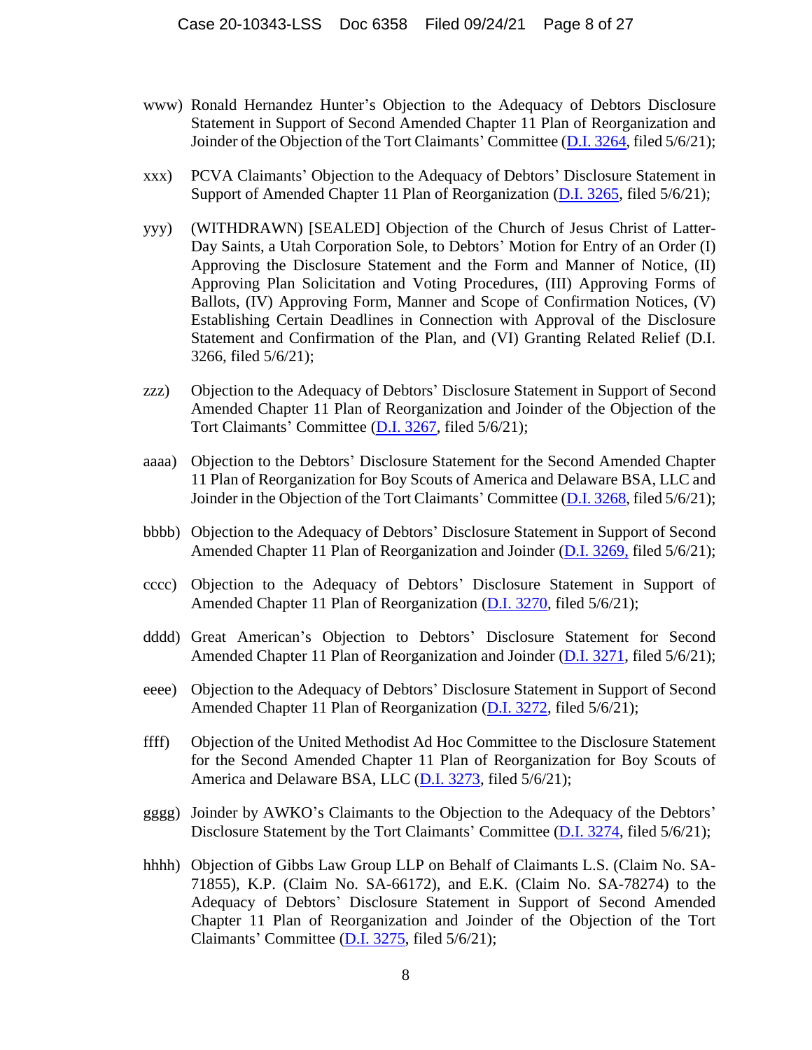www) Ronald Hernandez Hunter's Objection to the Adequacy of Debtors Disclosure Statement in Support of Second Amended Chapter 11 Plan of Reorganization and Joinder of the Objection of the Tort Claimants' Committee (D.I. 3264, filed 5/6/21);

xxx) PCVA Claimants' Objection to the Adequacy of Debtors' Disclosure Statement in Support of Amended Chapter 11 Plan of Reorganization (D.I. 3265, filed 5/6/21);

yyy) (WITHDRAWN) [SEALED] Objection of the Church of Jesus Christ of Latter-Day Saints, a Utah Corporation Sole, to Debtors' Motion for Entry of an Order (I) Approving the Disclosure Statement and the Form and Manner of Notice, (II) Approving Plan Solicitation and Voting Procedures, (III) Approving Forms of Ballots, (IV) Approving Form, Manner and Scope of Confirmation Notices, (V) Establishing Certain Deadlines in Connection with Approval of the Disclosure Statement and Confirmation of the Plan, and (VI) Granting Related Relief (D.I. 3266, filed 5/6/21);

zzz) Objection to the Adequacy of Debtors' Disclosure Statement in Support of Second Amended Chapter 11 Plan of Reorganization and Joinder of the Objection of the Tort Claimants' Committee (D.I. 3267, filed 5/6/21);

aaaa) Objection to the Debtors' Disclosure Statement for the Second Amended Chapter 11 Plan of Reorganization for Boy Scouts of America and Delaware BSA, LLC and Joinder in the Objection of the Tort Claimants' Committee (D.I. 3268, filed 5/6/21);

bbbb) Objection to the Adequacy of Debtors' Disclosure Statement in Support of Second Amended Chapter 11 Plan of Reorganization and Joinder (D.I. 3269, filed 5/6/21);

cccc) Objection to the Adequacy of Debtors' Disclosure Statement in Support of Amended Chapter 11 Plan of Reorganization (D.I. 3270, filed 5/6/21);

dddd) Great American's Objection to Debtors' Disclosure Statement for Second Amended Chapter 11 Plan of Reorganization and Joinder (D.I. 3271, filed 5/6/21);

eeee) Objection to the Adequacy of Debtors' Disclosure Statement in Support of Second Amended Chapter 11 Plan of Reorganization (D.I. 3272, filed 5/6/21);

ffff) Objection of the United Methodist Ad Hoc Committee to the Disclosure Statement for the Second Amended Chapter 11 Plan of Reorganization for Boy Scouts of America and Delaware BSA, LLC (D.I. 3273, filed 5/6/21);

gggg) Joinder by AWKO's Claimants to the Objection to the Adequacy of the Debtors' Disclosure Statement by the Tort Claimants' Committee (D.I. 3274, filed 5/6/21);

hhhh) Objection of Gibbs Law Group LLP on Behalf of Claimants L.S. (Claim No. SA-71855), K.P. (Claim No. SA-66172), and E.K. (Claim No. SA-78274) to the Adequacy of Debtors' Disclosure Statement in Support of Second Amended Chapter 11 Plan of Reorganization and Joinder of the Objection of the Tort Claimants' Committee (D.I. 3275, filed 5/6/21);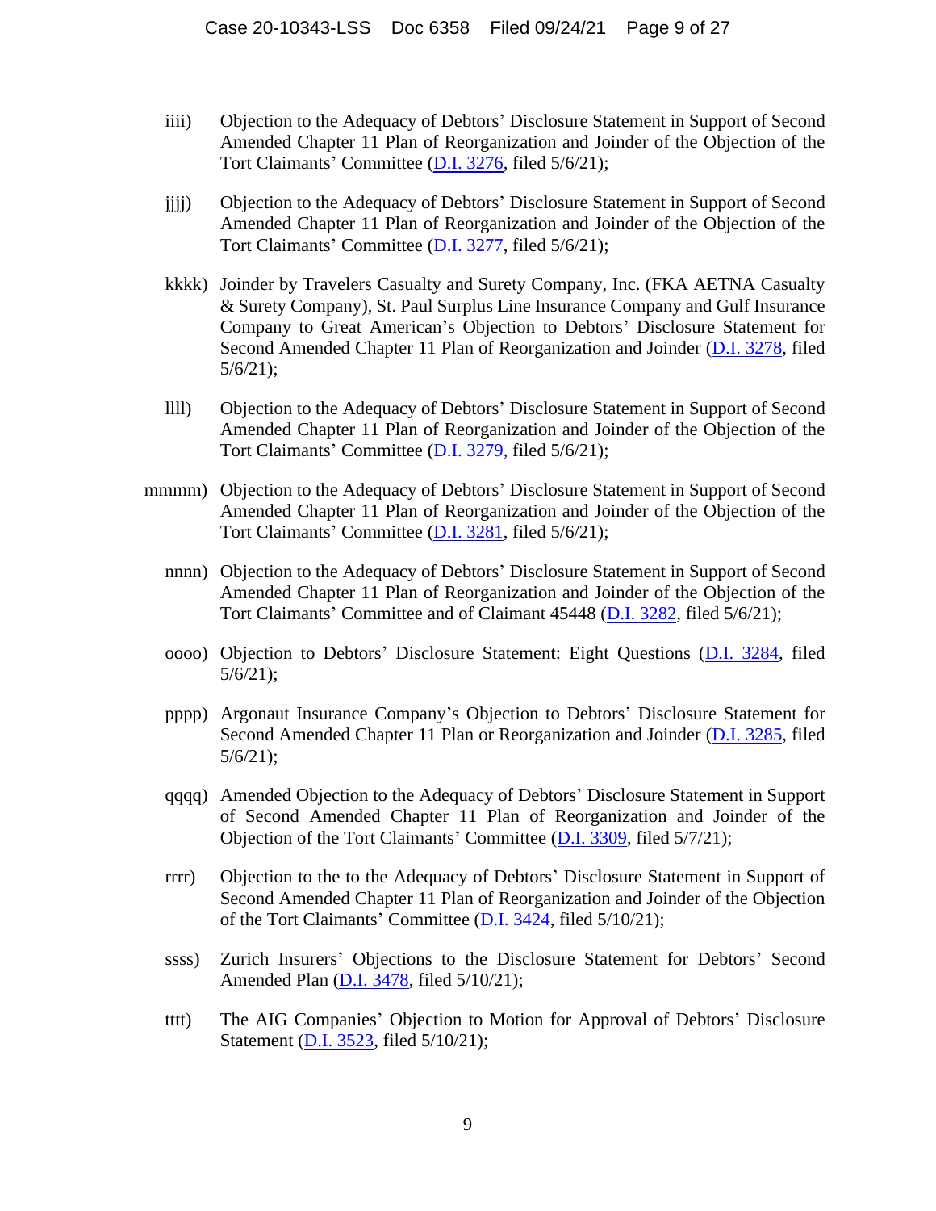iiii) Objection to the Adequacy of Debtors' Disclosure Statement in Support of Second Amended Chapter 11 Plan of Reorganization and Joinder of the Objection of the Tort Claimants' Committee (D.I. 3276, filed 5/6/21);

jjjj) Objection to the Adequacy of Debtors' Disclosure Statement in Support of Second Amended Chapter 11 Plan of Reorganization and Joinder of the Objection of the Tort Claimants' Committee (D.I. 3277, filed 5/6/21);

kkkk) Joinder by Travelers Casualty and Surety Company, Inc. (FKA AETNA Casualty & Surety Company), St. Paul Surplus Line Insurance Company and Gulf Insurance Company to Great American's Objection to Debtors' Disclosure Statement for Second Amended Chapter 11 Plan of Reorganization and Joinder (D.I. 3278, filed 5/6/21);

llll) Objection to the Adequacy of Debtors' Disclosure Statement in Support of Second Amended Chapter 11 Plan of Reorganization and Joinder of the Objection of the Tort Claimants' Committee (D.I. 3279, filed 5/6/21);

mmmm) Objection to the Adequacy of Debtors' Disclosure Statement in Support of Second Amended Chapter 11 Plan of Reorganization and Joinder of the Objection of the Tort Claimants' Committee (D.I. 3281, filed 5/6/21);

nnnn) Objection to the Adequacy of Debtors' Disclosure Statement in Support of Second Amended Chapter 11 Plan of Reorganization and Joinder of the Objection of the Tort Claimants' Committee and of Claimant 45448 (D.I. 3282, filed 5/6/21);

oooo) Objection to Debtors' Disclosure Statement: Eight Questions (D.I. 3284, filed 5/6/21);

pppp) Argonaut Insurance Company's Objection to Debtors' Disclosure Statement for Second Amended Chapter 11 Plan or Reorganization and Joinder (D.I. 3285, filed 5/6/21);

qqqq) Amended Objection to the Adequacy of Debtors' Disclosure Statement in Support of Second Amended Chapter 11 Plan of Reorganization and Joinder of the Objection of the Tort Claimants' Committee (D.I. 3309, filed 5/7/21);

rrrr) Objection to the to the Adequacy of Debtors' Disclosure Statement in Support of Second Amended Chapter 11 Plan of Reorganization and Joinder of the Objection of the Tort Claimants' Committee (D.I. 3424, filed 5/10/21);

ssss) Zurich Insurers' Objections to the Disclosure Statement for Debtors' Second Amended Plan (D.I. 3478, filed 5/10/21);

tttt) The AIG Companies' Objection to Motion for Approval of Debtors' Disclosure Statement (D.I. 3523, filed 5/10/21);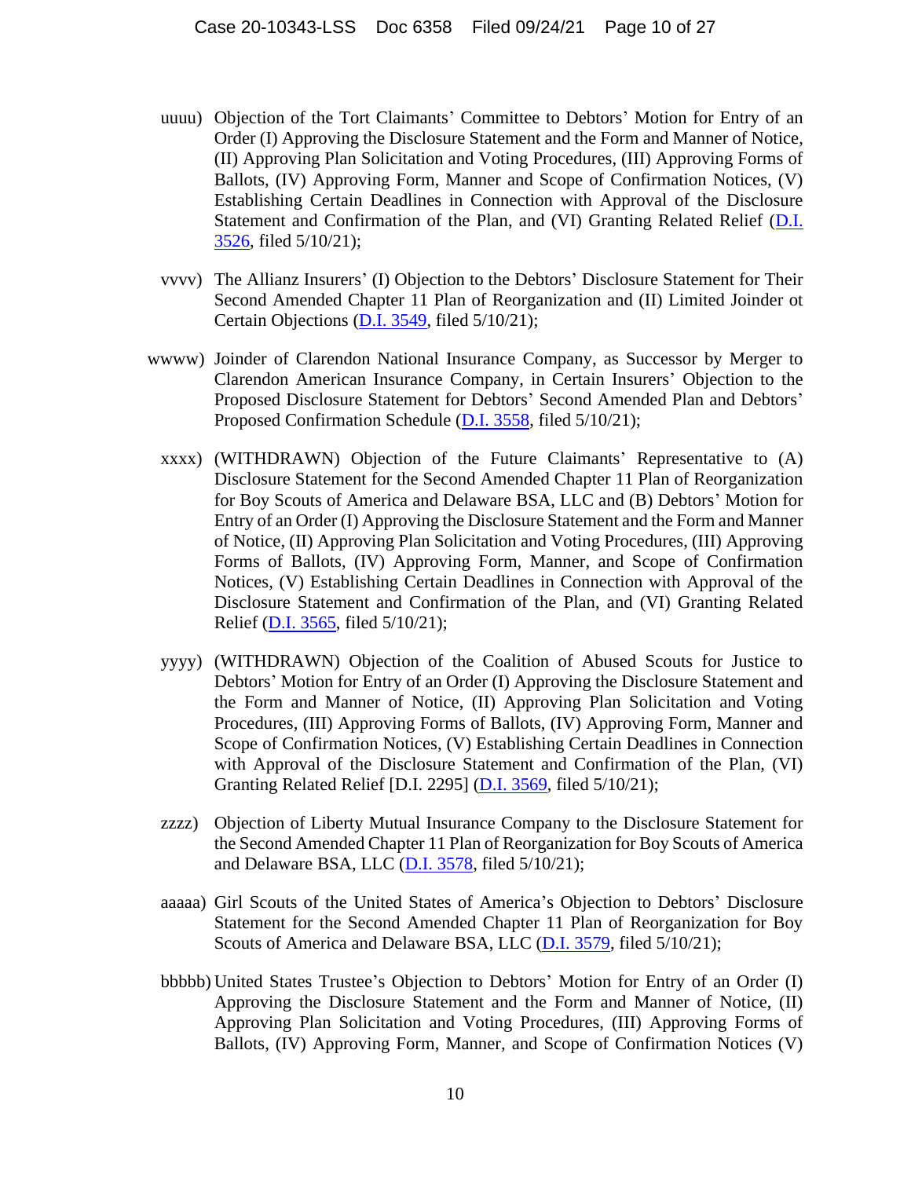uuuu) Objection of the Tort Claimants' Committee to Debtors' Motion for Entry of an Order (I) Approving the Disclosure Statement and the Form and Manner of Notice, (II) Approving Plan Solicitation and Voting Procedures, (III) Approving Forms of Ballots, (IV) Approving Form, Manner and Scope of Confirmation Notices, (V) Establishing Certain Deadlines in Connection with Approval of the Disclosure Statement and Confirmation of the Plan, and (VI) Granting Related Relief (D.I. 3526, filed 5/10/21);

vvvv) The Allianz Insurers' (I) Objection to the Debtors' Disclosure Statement for Their Second Amended Chapter 11 Plan of Reorganization and (II) Limited Joinder ot Certain Objections (D.I. 3549, filed 5/10/21);

wwww) Joinder of Clarendon National Insurance Company, as Successor by Merger to Clarendon American Insurance Company, in Certain Insurers' Objection to the Proposed Disclosure Statement for Debtors' Second Amended Plan and Debtors' Proposed Confirmation Schedule (D.I. 3558, filed 5/10/21);

xxxx) (WITHDRAWN) Objection of the Future Claimants' Representative to (A) Disclosure Statement for the Second Amended Chapter 11 Plan of Reorganization for Boy Scouts of America and Delaware BSA, LLC and (B) Debtors' Motion for Entry of an Order (I) Approving the Disclosure Statement and the Form and Manner of Notice, (II) Approving Plan Solicitation and Voting Procedures, (III) Approving Forms of Ballots, (IV) Approving Form, Manner, and Scope of Confirmation Notices, (V) Establishing Certain Deadlines in Connection with Approval of the Disclosure Statement and Confirmation of the Plan, and (VI) Granting Related Relief (D.I. 3565, filed 5/10/21);

yyyy) (WITHDRAWN) Objection of the Coalition of Abused Scouts for Justice to Debtors' Motion for Entry of an Order (I) Approving the Disclosure Statement and the Form and Manner of Notice, (II) Approving Plan Solicitation and Voting Procedures, (III) Approving Forms of Ballots, (IV) Approving Form, Manner and Scope of Confirmation Notices, (V) Establishing Certain Deadlines in Connection with Approval of the Disclosure Statement and Confirmation of the Plan, (VI) Granting Related Relief [D.I. 2295] (D.I. 3569, filed 5/10/21);

zzzz) Objection of Liberty Mutual Insurance Company to the Disclosure Statement for the Second Amended Chapter 11 Plan of Reorganization for Boy Scouts of America and Delaware BSA, LLC (D.I. 3578, filed 5/10/21);

aaaaa) Girl Scouts of the United States of America's Objection to Debtors' Disclosure Statement for the Second Amended Chapter 11 Plan of Reorganization for Boy Scouts of America and Delaware BSA, LLC (D.I. 3579, filed 5/10/21);

bbbbb) United States Trustee's Objection to Debtors' Motion for Entry of an Order (I) Approving the Disclosure Statement and the Form and Manner of Notice, (II) Approving Plan Solicitation and Voting Procedures, (III) Approving Forms of Ballots, (IV) Approving Form, Manner, and Scope of Confirmation Notices (V)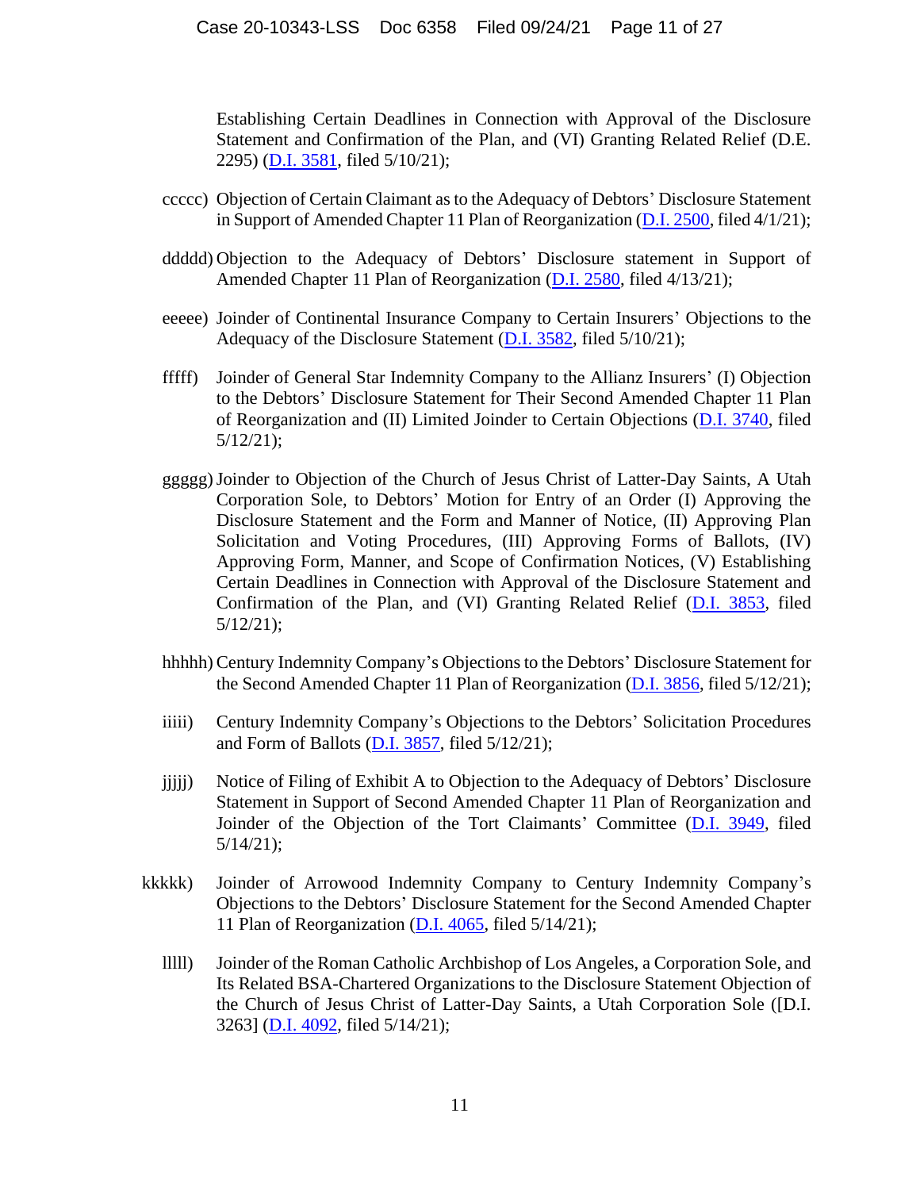Establishing Certain Deadlines in Connection with Approval of the Disclosure Statement and Confirmation of the Plan, and (VI) Granting Related Relief (D.E. 2295) (D.I. 3581, filed 5/10/21);

ccccc) Objection of Certain Claimant as to the Adequacy of Debtors' Disclosure Statement in Support of Amended Chapter 11 Plan of Reorganization (D.I. 2500, filed 4/1/21);

ddddd) Objection to the Adequacy of Debtors' Disclosure statement in Support of Amended Chapter 11 Plan of Reorganization (D.I. 2580, filed 4/13/21);

eeeee) Joinder of Continental Insurance Company to Certain Insurers' Objections to the Adequacy of the Disclosure Statement (D.I. 3582, filed 5/10/21);

fffff) Joinder of General Star Indemnity Company to the Allianz Insurers' (I) Objection to the Debtors' Disclosure Statement for Their Second Amended Chapter 11 Plan of Reorganization and (II) Limited Joinder to Certain Objections (D.I. 3740, filed 5/12/21);

ggggg) Joinder to Objection of the Church of Jesus Christ of Latter-Day Saints, A Utah Corporation Sole, to Debtors' Motion for Entry of an Order (I) Approving the Disclosure Statement and the Form and Manner of Notice, (II) Approving Plan Solicitation and Voting Procedures, (III) Approving Forms of Ballots, (IV) Approving Form, Manner, and Scope of Confirmation Notices, (V) Establishing Certain Deadlines in Connection with Approval of the Disclosure Statement and Confirmation of the Plan, and (VI) Granting Related Relief (D.I. 3853, filed 5/12/21);

hhhhh) Century Indemnity Company's Objections to the Debtors' Disclosure Statement for the Second Amended Chapter 11 Plan of Reorganization (D.I. 3856, filed 5/12/21);

iiiii) Century Indemnity Company's Objections to the Debtors' Solicitation Procedures and Form of Ballots (D.I. 3857, filed 5/12/21);

jjjjj) Notice of Filing of Exhibit A to Objection to the Adequacy of Debtors' Disclosure Statement in Support of Second Amended Chapter 11 Plan of Reorganization and Joinder of the Objection of the Tort Claimants' Committee (D.I. 3949, filed 5/14/21);

kkkkk) Joinder of Arrowood Indemnity Company to Century Indemnity Company's Objections to the Debtors' Disclosure Statement for the Second Amended Chapter 11 Plan of Reorganization (D.I. 4065, filed 5/14/21);

lllll) Joinder of the Roman Catholic Archbishop of Los Angeles, a Corporation Sole, and Its Related BSA-Chartered Organizations to the Disclosure Statement Objection of the Church of Jesus Christ of Latter-Day Saints, a Utah Corporation Sole ([D.I. 3263] (D.I. 4092, filed 5/14/21);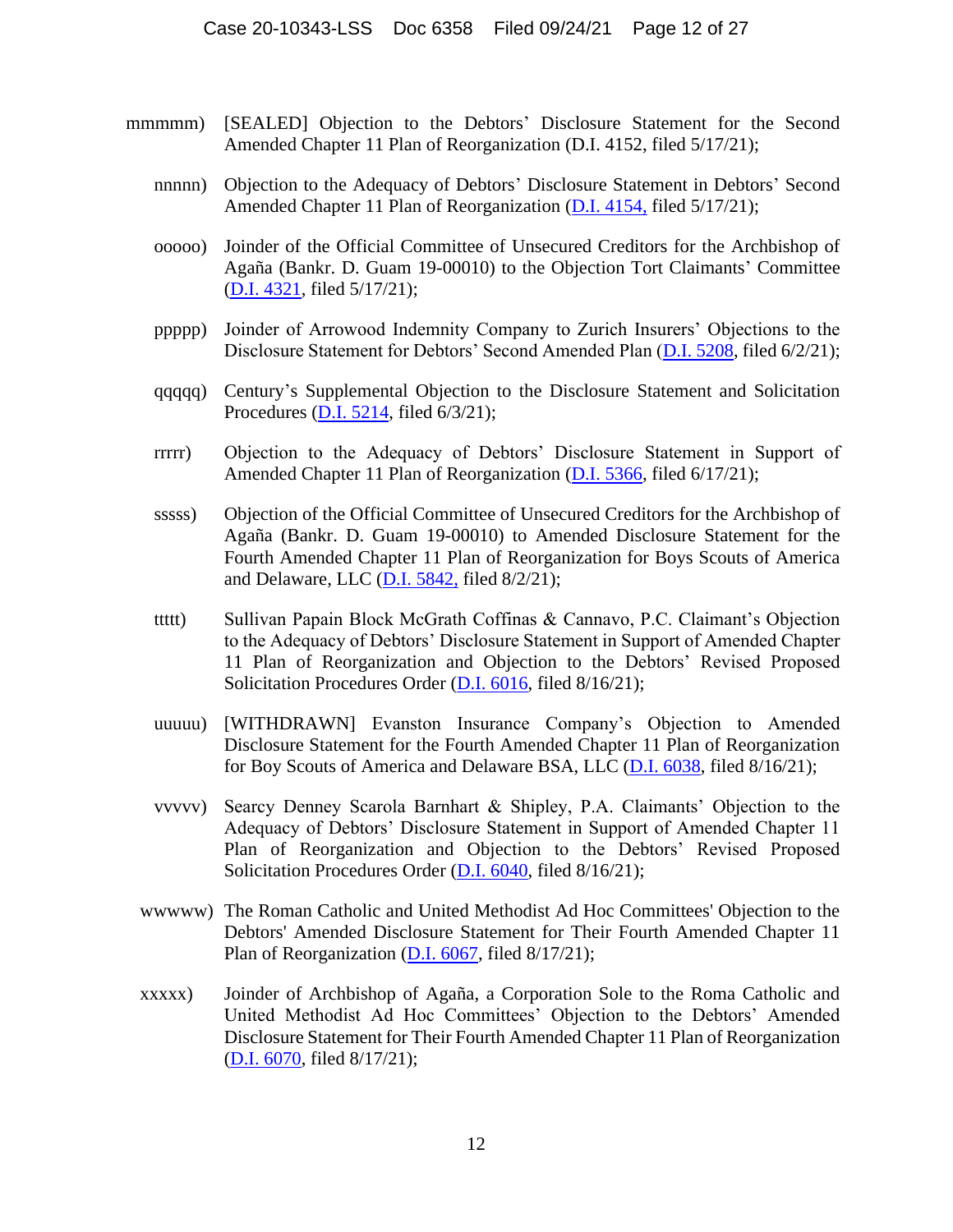mmmmm) [SEALED] Objection to the Debtors' Disclosure Statement for the Second Amended Chapter 11 Plan of Reorganization (D.I. 4152, filed 5/17/21);

nnnnn) Objection to the Adequacy of Debtors' Disclosure Statement in Debtors' Second Amended Chapter 11 Plan of Reorganization (D.I. 4154, filed 5/17/21);

ooooo) Joinder of the Official Committee of Unsecured Creditors for the Archbishop of Agaña (Bankr. D. Guam 19-00010) to the Objection Tort Claimants' Committee (D.I. 4321, filed 5/17/21);

ppppp) Joinder of Arrowood Indemnity Company to Zurich Insurers' Objections to the Disclosure Statement for Debtors' Second Amended Plan (D.I. 5208, filed 6/2/21);

qqqqq) Century's Supplemental Objection to the Disclosure Statement and Solicitation Procedures (D.I. 5214, filed 6/3/21);

rrrrr) Objection to the Adequacy of Debtors' Disclosure Statement in Support of Amended Chapter 11 Plan of Reorganization (D.I. 5366, filed 6/17/21);

sssss) Objection of the Official Committee of Unsecured Creditors for the Archbishop of Agaña (Bankr. D. Guam 19-00010) to Amended Disclosure Statement for the Fourth Amended Chapter 11 Plan of Reorganization for Boys Scouts of America and Delaware, LLC (D.I. 5842, filed 8/2/21);

ttttt) Sullivan Papain Block McGrath Coffinas & Cannavo, P.C. Claimant's Objection to the Adequacy of Debtors' Disclosure Statement in Support of Amended Chapter 11 Plan of Reorganization and Objection to the Debtors' Revised Proposed Solicitation Procedures Order (D.I. 6016, filed 8/16/21);

uuuuu) [WITHDRAWN] Evanston Insurance Company's Objection to Amended Disclosure Statement for the Fourth Amended Chapter 11 Plan of Reorganization for Boy Scouts of America and Delaware BSA, LLC (D.I. 6038, filed 8/16/21);

vvvvv) Searcy Denney Scarola Barnhart & Shipley, P.A. Claimants' Objection to the Adequacy of Debtors' Disclosure Statement in Support of Amended Chapter 11 Plan of Reorganization and Objection to the Debtors' Revised Proposed Solicitation Procedures Order (D.I. 6040, filed 8/16/21);

wwwww) The Roman Catholic and United Methodist Ad Hoc Committees' Objection to the Debtors' Amended Disclosure Statement for Their Fourth Amended Chapter 11 Plan of Reorganization (D.I. 6067, filed 8/17/21);

xxxxx) Joinder of Archbishop of Agaña, a Corporation Sole to the Roma Catholic and United Methodist Ad Hoc Committees' Objection to the Debtors' Amended Disclosure Statement for Their Fourth Amended Chapter 11 Plan of Reorganization (D.I. 6070, filed 8/17/21);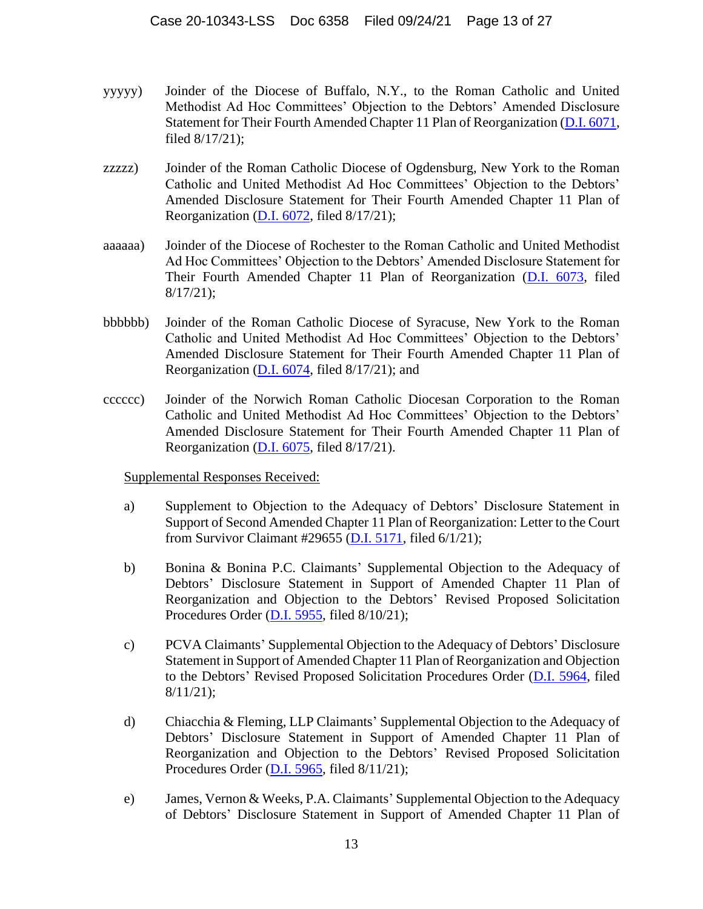yyyyy) Joinder of the Diocese of Buffalo, N.Y., to the Roman Catholic and United Methodist Ad Hoc Committees' Objection to the Debtors' Amended Disclosure Statement for Their Fourth Amended Chapter 11 Plan of Reorganization (D.I. 6071, filed 8/17/21);

zzzzz) Joinder of the Roman Catholic Diocese of Ogdensburg, New York to the Roman Catholic and United Methodist Ad Hoc Committees' Objection to the Debtors' Amended Disclosure Statement for Their Fourth Amended Chapter 11 Plan of Reorganization (D.I. 6072, filed 8/17/21);

aaaaaa) Joinder of the Diocese of Rochester to the Roman Catholic and United Methodist Ad Hoc Committees' Objection to the Debtors' Amended Disclosure Statement for Their Fourth Amended Chapter 11 Plan of Reorganization (D.I. 6073, filed 8/17/21);

bbbbbb) Joinder of the Roman Catholic Diocese of Syracuse, New York to the Roman Catholic and United Methodist Ad Hoc Committees' Objection to the Debtors' Amended Disclosure Statement for Their Fourth Amended Chapter 11 Plan of Reorganization (D.I. 6074, filed 8/17/21); and

cccccc) Joinder of the Norwich Roman Catholic Diocesan Corporation to the Roman Catholic and United Methodist Ad Hoc Committees' Objection to the Debtors' Amended Disclosure Statement for Their Fourth Amended Chapter 11 Plan of Reorganization (D.I. 6075, filed 8/17/21).

Supplemental Responses Received:

a) Supplement to Objection to the Adequacy of Debtors' Disclosure Statement in Support of Second Amended Chapter 11 Plan of Reorganization: Letter to the Court from Survivor Claimant #29655 (D.I. 5171, filed 6/1/21);

b) Bonina & Bonina P.C. Claimants' Supplemental Objection to the Adequacy of Debtors' Disclosure Statement in Support of Amended Chapter 11 Plan of Reorganization and Objection to the Debtors' Revised Proposed Solicitation Procedures Order (D.I. 5955, filed 8/10/21);

c) PCVA Claimants' Supplemental Objection to the Adequacy of Debtors' Disclosure Statement in Support of Amended Chapter 11 Plan of Reorganization and Objection to the Debtors' Revised Proposed Solicitation Procedures Order (D.I. 5964, filed 8/11/21);

d) Chiacchia & Fleming, LLP Claimants' Supplemental Objection to the Adequacy of Debtors' Disclosure Statement in Support of Amended Chapter 11 Plan of Reorganization and Objection to the Debtors' Revised Proposed Solicitation Procedures Order (D.I. 5965, filed 8/11/21);

e) James, Vernon & Weeks, P.A. Claimants' Supplemental Objection to the Adequacy of Debtors' Disclosure Statement in Support of Amended Chapter 11 Plan of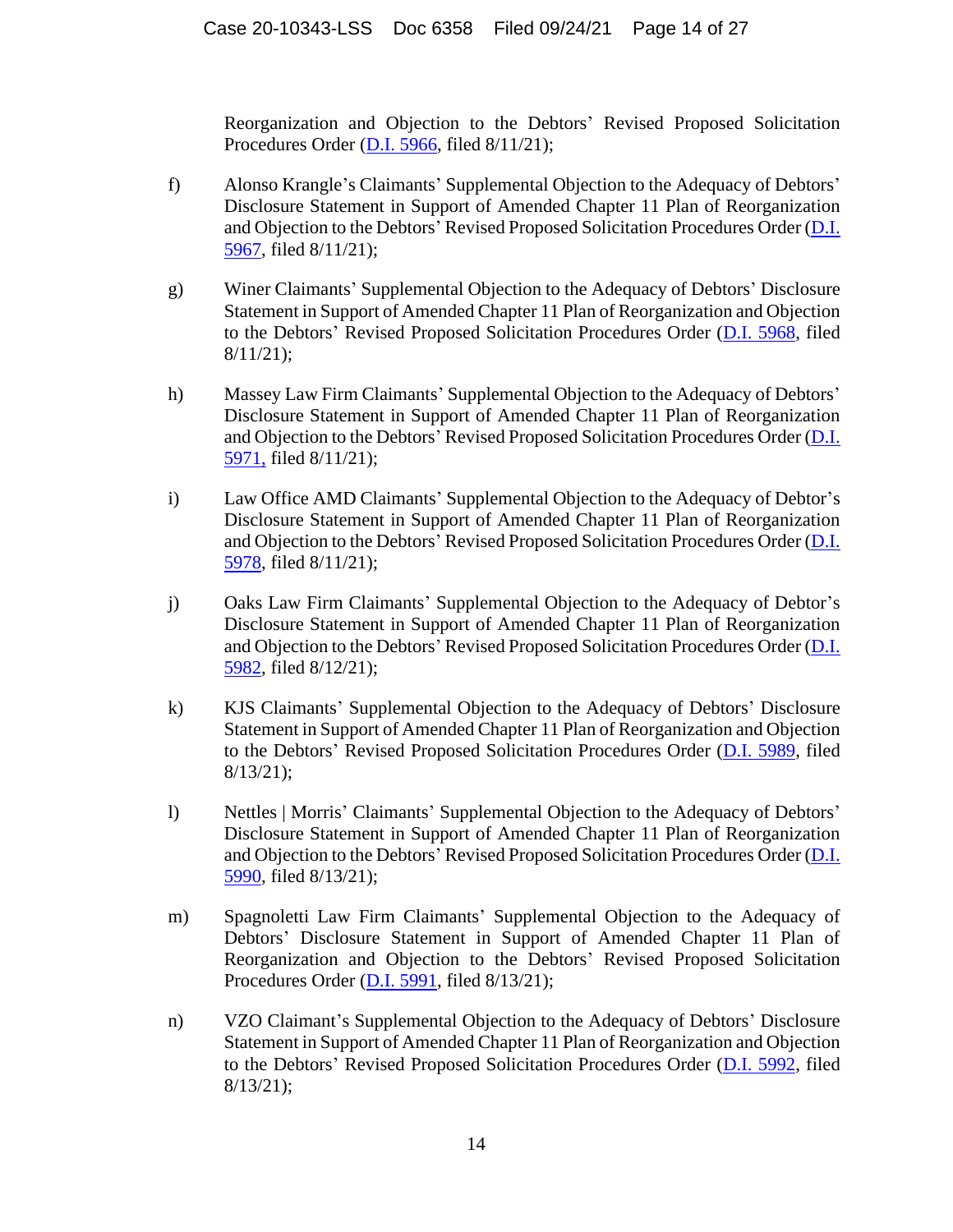Reorganization and Objection to the Debtors' Revised Proposed Solicitation Procedures Order (D.I. 5966, filed 8/11/21);

f) Alonso Krangle's Claimants' Supplemental Objection to the Adequacy of Debtors' Disclosure Statement in Support of Amended Chapter 11 Plan of Reorganization and Objection to the Debtors' Revised Proposed Solicitation Procedures Order (D.I. 5967, filed 8/11/21);

g) Winer Claimants' Supplemental Objection to the Adequacy of Debtors' Disclosure Statement in Support of Amended Chapter 11 Plan of Reorganization and Objection to the Debtors' Revised Proposed Solicitation Procedures Order (D.I. 5968, filed 8/11/21);

h) Massey Law Firm Claimants' Supplemental Objection to the Adequacy of Debtors' Disclosure Statement in Support of Amended Chapter 11 Plan of Reorganization and Objection to the Debtors' Revised Proposed Solicitation Procedures Order (D.I. 5971, filed 8/11/21);

i) Law Office AMD Claimants' Supplemental Objection to the Adequacy of Debtor's Disclosure Statement in Support of Amended Chapter 11 Plan of Reorganization and Objection to the Debtors' Revised Proposed Solicitation Procedures Order (D.I. 5978, filed 8/11/21);

j) Oaks Law Firm Claimants' Supplemental Objection to the Adequacy of Debtor's Disclosure Statement in Support of Amended Chapter 11 Plan of Reorganization and Objection to the Debtors' Revised Proposed Solicitation Procedures Order (D.I. 5982, filed 8/12/21);

k) KJS Claimants' Supplemental Objection to the Adequacy of Debtors' Disclosure Statement in Support of Amended Chapter 11 Plan of Reorganization and Objection to the Debtors' Revised Proposed Solicitation Procedures Order (D.I. 5989, filed 8/13/21);

l) Nettles | Morris' Claimants' Supplemental Objection to the Adequacy of Debtors' Disclosure Statement in Support of Amended Chapter 11 Plan of Reorganization and Objection to the Debtors' Revised Proposed Solicitation Procedures Order (D.I. 5990, filed 8/13/21);

m) Spagnoletti Law Firm Claimants' Supplemental Objection to the Adequacy of Debtors' Disclosure Statement in Support of Amended Chapter 11 Plan of Reorganization and Objection to the Debtors' Revised Proposed Solicitation Procedures Order (D.I. 5991, filed 8/13/21);

n) VZO Claimant's Supplemental Objection to the Adequacy of Debtors' Disclosure Statement in Support of Amended Chapter 11 Plan of Reorganization and Objection to the Debtors' Revised Proposed Solicitation Procedures Order (D.I. 5992, filed 8/13/21);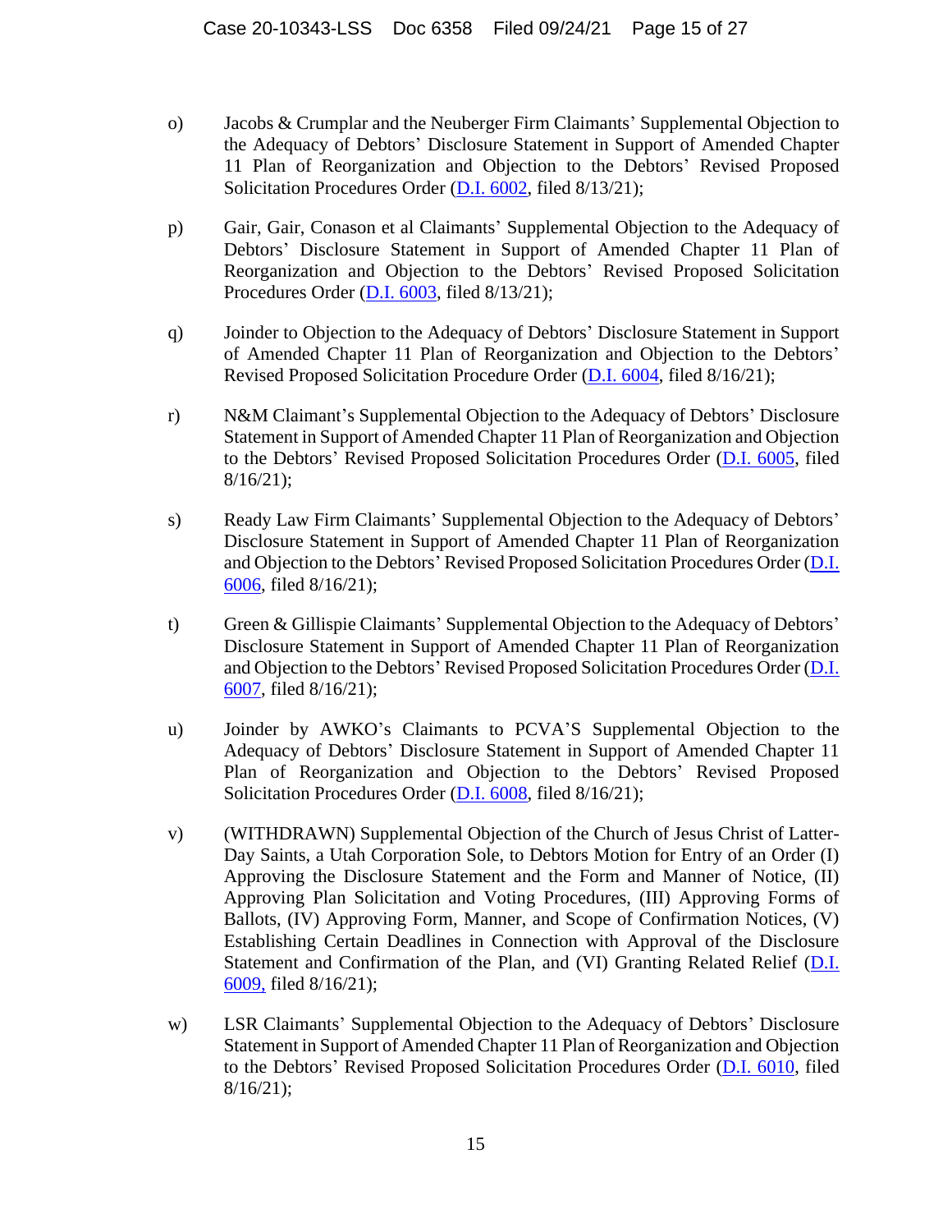o) Jacobs & Crumplar and the Neuberger Firm Claimants' Supplemental Objection to the Adequacy of Debtors' Disclosure Statement in Support of Amended Chapter 11 Plan of Reorganization and Objection to the Debtors' Revised Proposed Solicitation Procedures Order (D.I. 6002, filed 8/13/21);

p) Gair, Gair, Conason et al Claimants' Supplemental Objection to the Adequacy of Debtors' Disclosure Statement in Support of Amended Chapter 11 Plan of Reorganization and Objection to the Debtors' Revised Proposed Solicitation Procedures Order (D.I. 6003, filed 8/13/21);

q) Joinder to Objection to the Adequacy of Debtors' Disclosure Statement in Support of Amended Chapter 11 Plan of Reorganization and Objection to the Debtors' Revised Proposed Solicitation Procedure Order (D.I. 6004, filed 8/16/21);

r) N&M Claimant's Supplemental Objection to the Adequacy of Debtors' Disclosure Statement in Support of Amended Chapter 11 Plan of Reorganization and Objection to the Debtors' Revised Proposed Solicitation Procedures Order (D.I. 6005, filed 8/16/21);

s) Ready Law Firm Claimants' Supplemental Objection to the Adequacy of Debtors' Disclosure Statement in Support of Amended Chapter 11 Plan of Reorganization and Objection to the Debtors' Revised Proposed Solicitation Procedures Order (D.I. 6006, filed 8/16/21);

t) Green & Gillispie Claimants' Supplemental Objection to the Adequacy of Debtors' Disclosure Statement in Support of Amended Chapter 11 Plan of Reorganization and Objection to the Debtors' Revised Proposed Solicitation Procedures Order (D.I. 6007, filed 8/16/21);

u) Joinder by AWKO's Claimants to PCVA'S Supplemental Objection to the Adequacy of Debtors' Disclosure Statement in Support of Amended Chapter 11 Plan of Reorganization and Objection to the Debtors' Revised Proposed Solicitation Procedures Order (D.I. 6008, filed 8/16/21);

v) (WITHDRAWN) Supplemental Objection of the Church of Jesus Christ of Latter-Day Saints, a Utah Corporation Sole, to Debtors Motion for Entry of an Order (I) Approving the Disclosure Statement and the Form and Manner of Notice, (II) Approving Plan Solicitation and Voting Procedures, (III) Approving Forms of Ballots, (IV) Approving Form, Manner, and Scope of Confirmation Notices, (V) Establishing Certain Deadlines in Connection with Approval of the Disclosure Statement and Confirmation of the Plan, and (VI) Granting Related Relief (D.I. 6009, filed 8/16/21);

w) LSR Claimants' Supplemental Objection to the Adequacy of Debtors' Disclosure Statement in Support of Amended Chapter 11 Plan of Reorganization and Objection to the Debtors' Revised Proposed Solicitation Procedures Order (D.I. 6010, filed 8/16/21);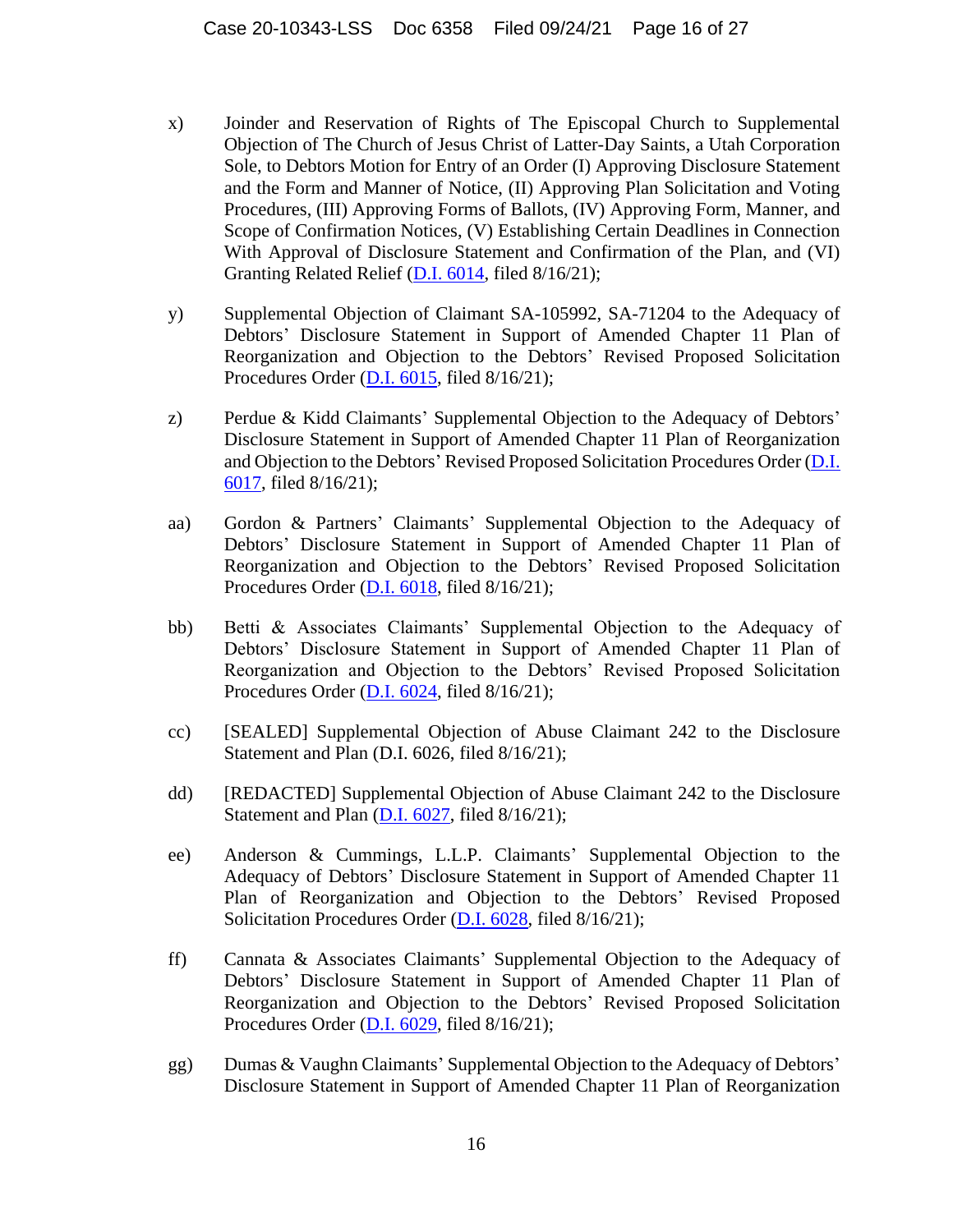x) Joinder and Reservation of Rights of The Episcopal Church to Supplemental Objection of The Church of Jesus Christ of Latter-Day Saints, a Utah Corporation Sole, to Debtors Motion for Entry of an Order (I) Approving Disclosure Statement and the Form and Manner of Notice, (II) Approving Plan Solicitation and Voting Procedures, (III) Approving Forms of Ballots, (IV) Approving Form, Manner, and Scope of Confirmation Notices, (V) Establishing Certain Deadlines in Connection With Approval of Disclosure Statement and Confirmation of the Plan, and (VI) Granting Related Relief (D.I. 6014, filed 8/16/21);

y) Supplemental Objection of Claimant SA-105992, SA-71204 to the Adequacy of Debtors' Disclosure Statement in Support of Amended Chapter 11 Plan of Reorganization and Objection to the Debtors' Revised Proposed Solicitation Procedures Order (D.I. 6015, filed 8/16/21);

z) Perdue & Kidd Claimants' Supplemental Objection to the Adequacy of Debtors' Disclosure Statement in Support of Amended Chapter 11 Plan of Reorganization and Objection to the Debtors' Revised Proposed Solicitation Procedures Order (D.I. 6017, filed 8/16/21);

aa) Gordon & Partners' Claimants' Supplemental Objection to the Adequacy of Debtors' Disclosure Statement in Support of Amended Chapter 11 Plan of Reorganization and Objection to the Debtors' Revised Proposed Solicitation Procedures Order (D.I. 6018, filed 8/16/21);

bb) Betti & Associates Claimants' Supplemental Objection to the Adequacy of Debtors' Disclosure Statement in Support of Amended Chapter 11 Plan of Reorganization and Objection to the Debtors' Revised Proposed Solicitation Procedures Order (D.I. 6024, filed 8/16/21);

cc) [SEALED] Supplemental Objection of Abuse Claimant 242 to the Disclosure Statement and Plan (D.I. 6026, filed 8/16/21);

dd) [REDACTED] Supplemental Objection of Abuse Claimant 242 to the Disclosure Statement and Plan (D.I. 6027, filed 8/16/21);

ee) Anderson & Cummings, L.L.P. Claimants' Supplemental Objection to the Adequacy of Debtors' Disclosure Statement in Support of Amended Chapter 11 Plan of Reorganization and Objection to the Debtors' Revised Proposed Solicitation Procedures Order (D.I. 6028, filed 8/16/21);

ff) Cannata & Associates Claimants' Supplemental Objection to the Adequacy of Debtors' Disclosure Statement in Support of Amended Chapter 11 Plan of Reorganization and Objection to the Debtors' Revised Proposed Solicitation Procedures Order (D.I. 6029, filed 8/16/21);

gg) Dumas & Vaughn Claimants' Supplemental Objection to the Adequacy of Debtors' Disclosure Statement in Support of Amended Chapter 11 Plan of Reorganization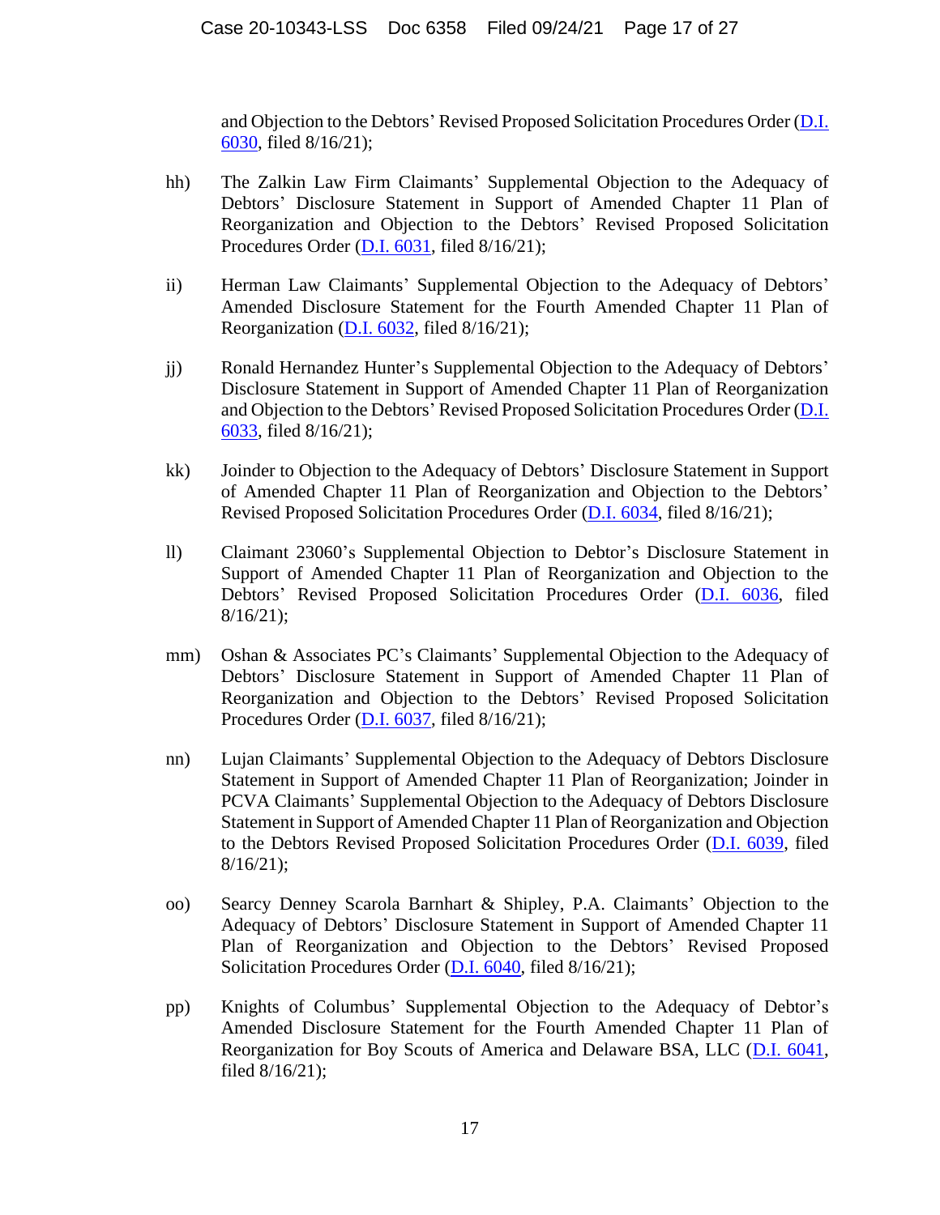and Objection to the Debtors' Revised Proposed Solicitation Procedures Order (D.I. 6030, filed 8/16/21);

hh) The Zalkin Law Firm Claimants' Supplemental Objection to the Adequacy of Debtors' Disclosure Statement in Support of Amended Chapter 11 Plan of Reorganization and Objection to the Debtors' Revised Proposed Solicitation Procedures Order (D.I. 6031, filed 8/16/21);

ii) Herman Law Claimants' Supplemental Objection to the Adequacy of Debtors' Amended Disclosure Statement for the Fourth Amended Chapter 11 Plan of Reorganization (D.I. 6032, filed 8/16/21);

jj) Ronald Hernandez Hunter's Supplemental Objection to the Adequacy of Debtors' Disclosure Statement in Support of Amended Chapter 11 Plan of Reorganization and Objection to the Debtors' Revised Proposed Solicitation Procedures Order (D.I. 6033, filed 8/16/21);

kk) Joinder to Objection to the Adequacy of Debtors' Disclosure Statement in Support of Amended Chapter 11 Plan of Reorganization and Objection to the Debtors' Revised Proposed Solicitation Procedures Order (D.I. 6034, filed 8/16/21);

ll) Claimant 23060's Supplemental Objection to Debtor's Disclosure Statement in Support of Amended Chapter 11 Plan of Reorganization and Objection to the Debtors' Revised Proposed Solicitation Procedures Order (D.I. 6036, filed 8/16/21);

mm) Oshan & Associates PC's Claimants' Supplemental Objection to the Adequacy of Debtors' Disclosure Statement in Support of Amended Chapter 11 Plan of Reorganization and Objection to the Debtors' Revised Proposed Solicitation Procedures Order (D.I. 6037, filed 8/16/21);

nn) Lujan Claimants' Supplemental Objection to the Adequacy of Debtors Disclosure Statement in Support of Amended Chapter 11 Plan of Reorganization; Joinder in PCVA Claimants' Supplemental Objection to the Adequacy of Debtors Disclosure Statement in Support of Amended Chapter 11 Plan of Reorganization and Objection to the Debtors Revised Proposed Solicitation Procedures Order (D.I. 6039, filed 8/16/21);

oo) Searcy Denney Scarola Barnhart & Shipley, P.A. Claimants' Objection to the Adequacy of Debtors' Disclosure Statement in Support of Amended Chapter 11 Plan of Reorganization and Objection to the Debtors' Revised Proposed Solicitation Procedures Order (D.I. 6040, filed 8/16/21);

pp) Knights of Columbus' Supplemental Objection to the Adequacy of Debtor's Amended Disclosure Statement for the Fourth Amended Chapter 11 Plan of Reorganization for Boy Scouts of America and Delaware BSA, LLC (D.I. 6041, filed 8/16/21);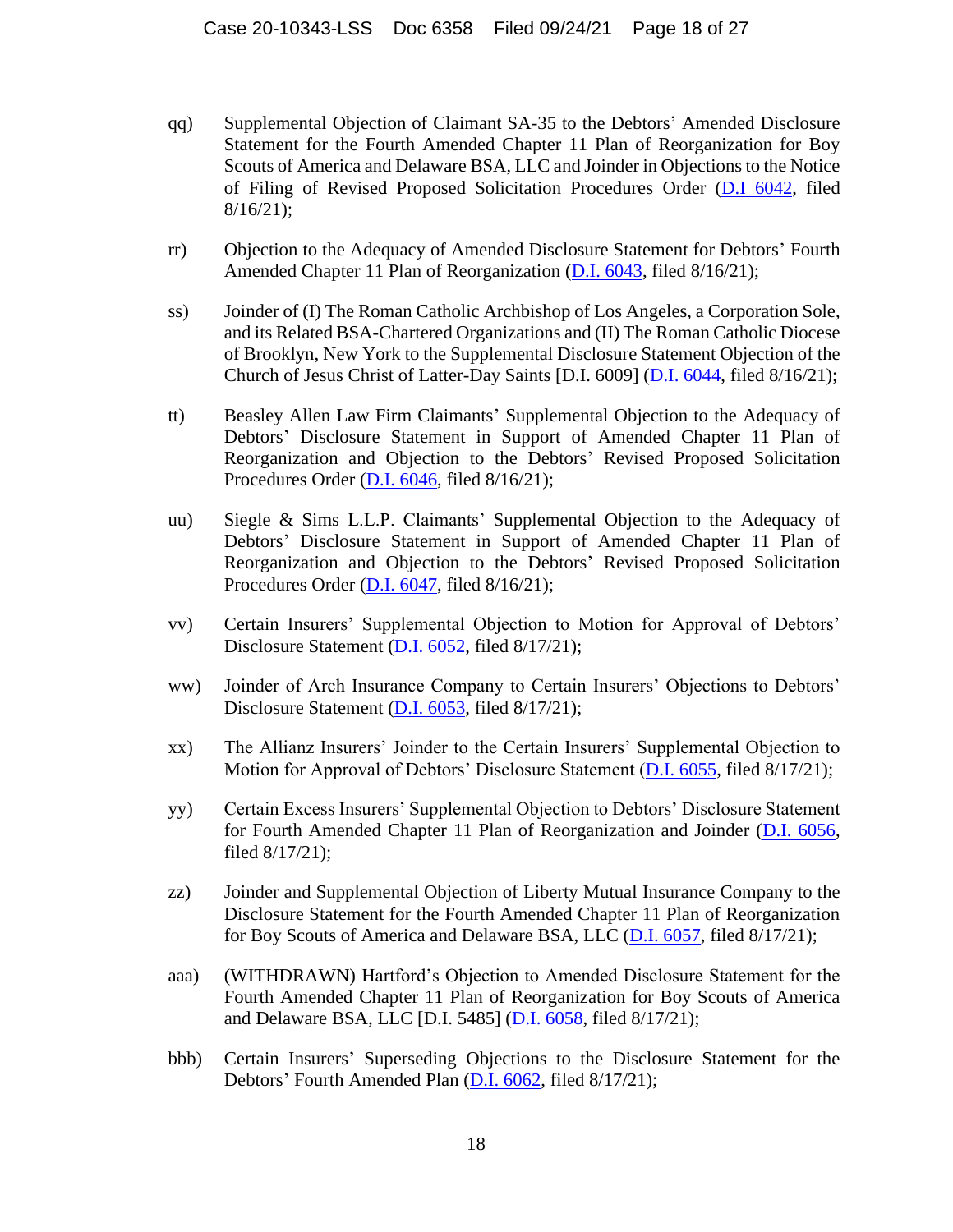qq) Supplemental Objection of Claimant SA-35 to the Debtors' Amended Disclosure Statement for the Fourth Amended Chapter 11 Plan of Reorganization for Boy Scouts of America and Delaware BSA, LLC and Joinder in Objections to the Notice of Filing of Revised Proposed Solicitation Procedures Order (D.I 6042, filed 8/16/21);

rr) Objection to the Adequacy of Amended Disclosure Statement for Debtors' Fourth Amended Chapter 11 Plan of Reorganization (D.I. 6043, filed 8/16/21);

ss) Joinder of (I) The Roman Catholic Archbishop of Los Angeles, a Corporation Sole, and its Related BSA-Chartered Organizations and (II) The Roman Catholic Diocese of Brooklyn, New York to the Supplemental Disclosure Statement Objection of the Church of Jesus Christ of Latter-Day Saints [D.I. 6009] (D.I. 6044, filed 8/16/21);

tt) Beasley Allen Law Firm Claimants' Supplemental Objection to the Adequacy of Debtors' Disclosure Statement in Support of Amended Chapter 11 Plan of Reorganization and Objection to the Debtors' Revised Proposed Solicitation Procedures Order (D.I. 6046, filed 8/16/21);

uu) Siegle & Sims L.L.P. Claimants' Supplemental Objection to the Adequacy of Debtors' Disclosure Statement in Support of Amended Chapter 11 Plan of Reorganization and Objection to the Debtors' Revised Proposed Solicitation Procedures Order (D.I. 6047, filed 8/16/21);

vv) Certain Insurers' Supplemental Objection to Motion for Approval of Debtors' Disclosure Statement (D.I. 6052, filed 8/17/21);

ww) Joinder of Arch Insurance Company to Certain Insurers' Objections to Debtors' Disclosure Statement (D.I. 6053, filed 8/17/21);

xx) The Allianz Insurers' Joinder to the Certain Insurers' Supplemental Objection to Motion for Approval of Debtors' Disclosure Statement (D.I. 6055, filed 8/17/21);

yy) Certain Excess Insurers' Supplemental Objection to Debtors' Disclosure Statement for Fourth Amended Chapter 11 Plan of Reorganization and Joinder (D.I. 6056, filed 8/17/21);

zz) Joinder and Supplemental Objection of Liberty Mutual Insurance Company to the Disclosure Statement for the Fourth Amended Chapter 11 Plan of Reorganization for Boy Scouts of America and Delaware BSA, LLC (D.I. 6057, filed 8/17/21);

aaa) (WITHDRAWN) Hartford's Objection to Amended Disclosure Statement for the Fourth Amended Chapter 11 Plan of Reorganization for Boy Scouts of America and Delaware BSA, LLC [D.I. 5485] (D.I. 6058, filed 8/17/21);

bbb) Certain Insurers' Superseding Objections to the Disclosure Statement for the Debtors' Fourth Amended Plan (D.I. 6062, filed 8/17/21);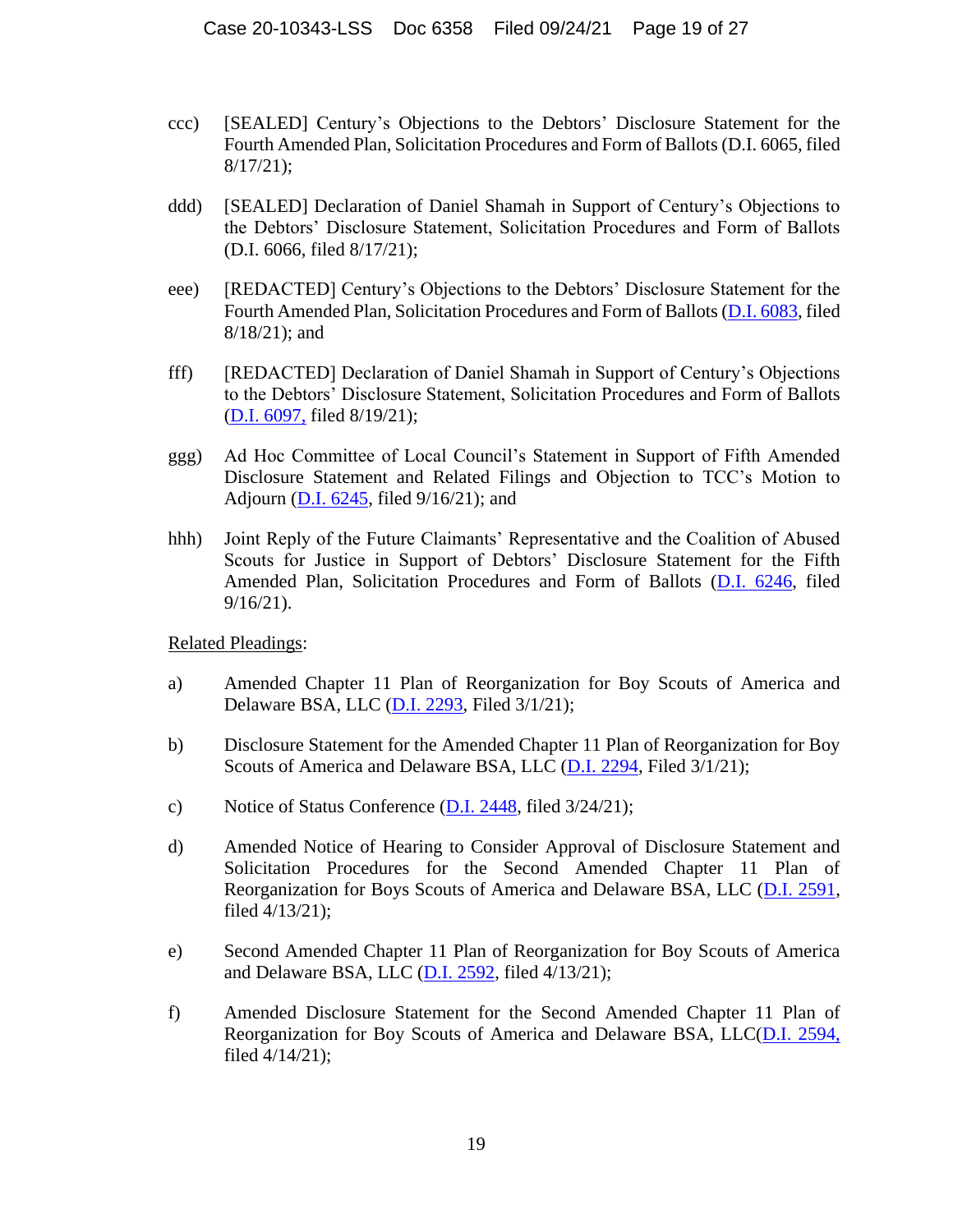ccc) [SEALED] Century's Objections to the Debtors' Disclosure Statement for the Fourth Amended Plan, Solicitation Procedures and Form of Ballots (D.I. 6065, filed 8/17/21);

ddd) [SEALED] Declaration of Daniel Shamah in Support of Century's Objections to the Debtors' Disclosure Statement, Solicitation Procedures and Form of Ballots (D.I. 6066, filed 8/17/21);

eee) [REDACTED] Century's Objections to the Debtors' Disclosure Statement for the Fourth Amended Plan, Solicitation Procedures and Form of Ballots (D.I. 6083, filed 8/18/21); and

fff) [REDACTED] Declaration of Daniel Shamah in Support of Century's Objections to the Debtors' Disclosure Statement, Solicitation Procedures and Form of Ballots (D.I. 6097, filed 8/19/21);

ggg) Ad Hoc Committee of Local Council's Statement in Support of Fifth Amended Disclosure Statement and Related Filings and Objection to TCC's Motion to Adjourn (D.I. 6245, filed 9/16/21); and

hhh) Joint Reply of the Future Claimants' Representative and the Coalition of Abused Scouts for Justice in Support of Debtors' Disclosure Statement for the Fifth Amended Plan, Solicitation Procedures and Form of Ballots (D.I. 6246, filed 9/16/21).

<u>Related Pleadings</u>:

a) Amended Chapter 11 Plan of Reorganization for Boy Scouts of America and Delaware BSA, LLC (D.I. 2293, Filed 3/1/21);

b) Disclosure Statement for the Amended Chapter 11 Plan of Reorganization for Boy Scouts of America and Delaware BSA, LLC (D.I. 2294, Filed 3/1/21);

c) Notice of Status Conference (D.I. 2448, filed 3/24/21);

d) Amended Notice of Hearing to Consider Approval of Disclosure Statement and Solicitation Procedures for the Second Amended Chapter 11 Plan of Reorganization for Boys Scouts of America and Delaware BSA, LLC (D.I. 2591, filed 4/13/21);

e) Second Amended Chapter 11 Plan of Reorganization for Boy Scouts of America and Delaware BSA, LLC (D.I. 2592, filed 4/13/21);

f) Amended Disclosure Statement for the Second Amended Chapter 11 Plan of Reorganization for Boy Scouts of America and Delaware BSA, LLC(D.I. 2594, filed 4/14/21);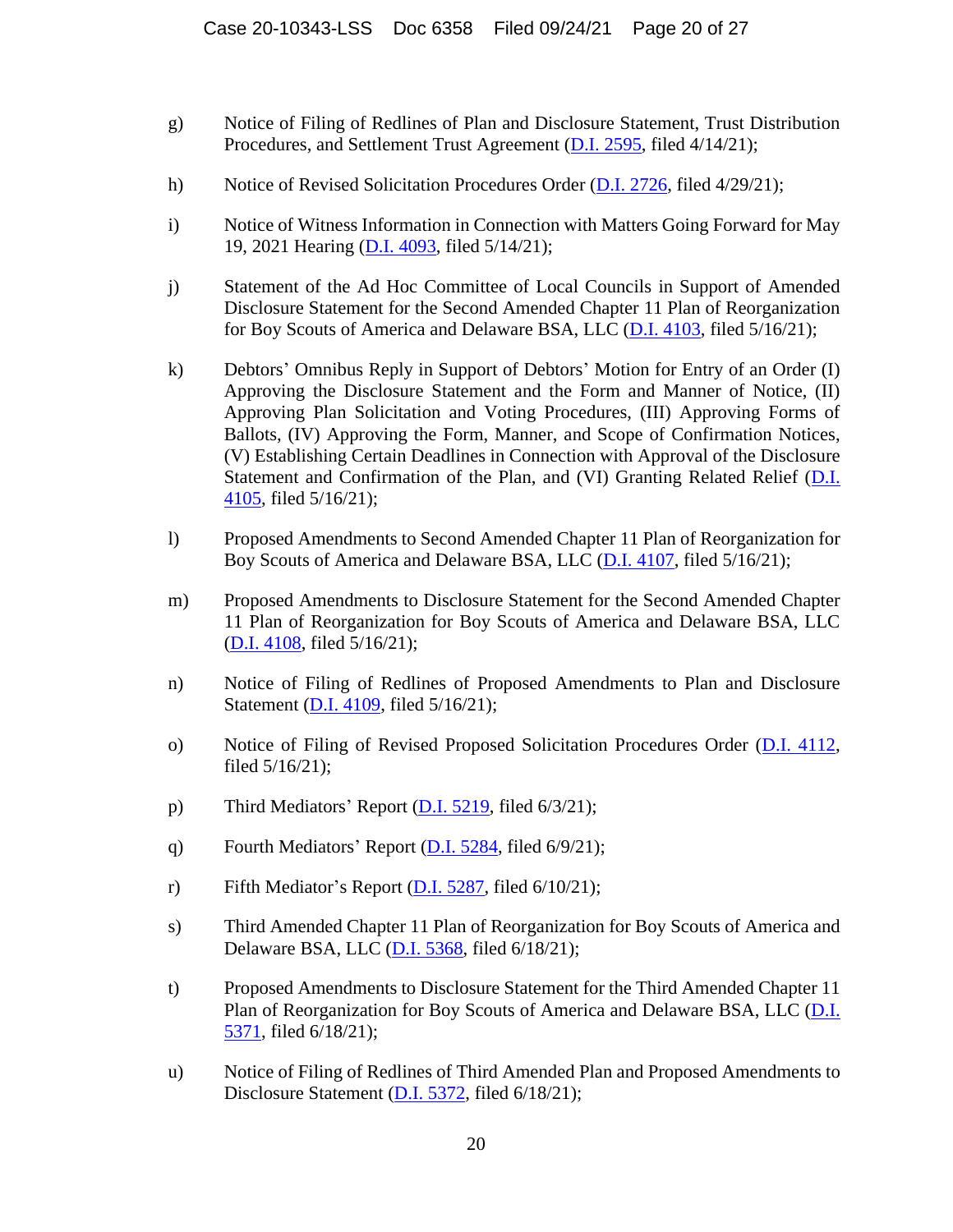g) Notice of Filing of Redlines of Plan and Disclosure Statement, Trust Distribution Procedures, and Settlement Trust Agreement (D.I. 2595, filed 4/14/21);

h) Notice of Revised Solicitation Procedures Order (D.I. 2726, filed 4/29/21);

i) Notice of Witness Information in Connection with Matters Going Forward for May 19, 2021 Hearing (D.I. 4093, filed 5/14/21);

j) Statement of the Ad Hoc Committee of Local Councils in Support of Amended Disclosure Statement for the Second Amended Chapter 11 Plan of Reorganization for Boy Scouts of America and Delaware BSA, LLC (D.I. 4103, filed 5/16/21);

k) Debtors' Omnibus Reply in Support of Debtors' Motion for Entry of an Order (I) Approving the Disclosure Statement and the Form and Manner of Notice, (II) Approving Plan Solicitation and Voting Procedures, (III) Approving Forms of Ballots, (IV) Approving the Form, Manner, and Scope of Confirmation Notices, (V) Establishing Certain Deadlines in Connection with Approval of the Disclosure Statement and Confirmation of the Plan, and (VI) Granting Related Relief (D.I. 4105, filed 5/16/21);

l) Proposed Amendments to Second Amended Chapter 11 Plan of Reorganization for Boy Scouts of America and Delaware BSA, LLC (D.I. 4107, filed 5/16/21);

m) Proposed Amendments to Disclosure Statement for the Second Amended Chapter 11 Plan of Reorganization for Boy Scouts of America and Delaware BSA, LLC (D.I. 4108, filed 5/16/21);

n) Notice of Filing of Redlines of Proposed Amendments to Plan and Disclosure Statement (D.I. 4109, filed 5/16/21);

o) Notice of Filing of Revised Proposed Solicitation Procedures Order (D.I. 4112, filed 5/16/21);

p) Third Mediators' Report (D.I. 5219, filed 6/3/21);

q) Fourth Mediators' Report (D.I. 5284, filed 6/9/21);

r) Fifth Mediator's Report (D.I. 5287, filed 6/10/21);

s) Third Amended Chapter 11 Plan of Reorganization for Boy Scouts of America and Delaware BSA, LLC (D.I. 5368, filed 6/18/21);

t) Proposed Amendments to Disclosure Statement for the Third Amended Chapter 11 Plan of Reorganization for Boy Scouts of America and Delaware BSA, LLC (D.I. 5371, filed 6/18/21);

u) Notice of Filing of Redlines of Third Amended Plan and Proposed Amendments to Disclosure Statement (D.I. 5372, filed 6/18/21);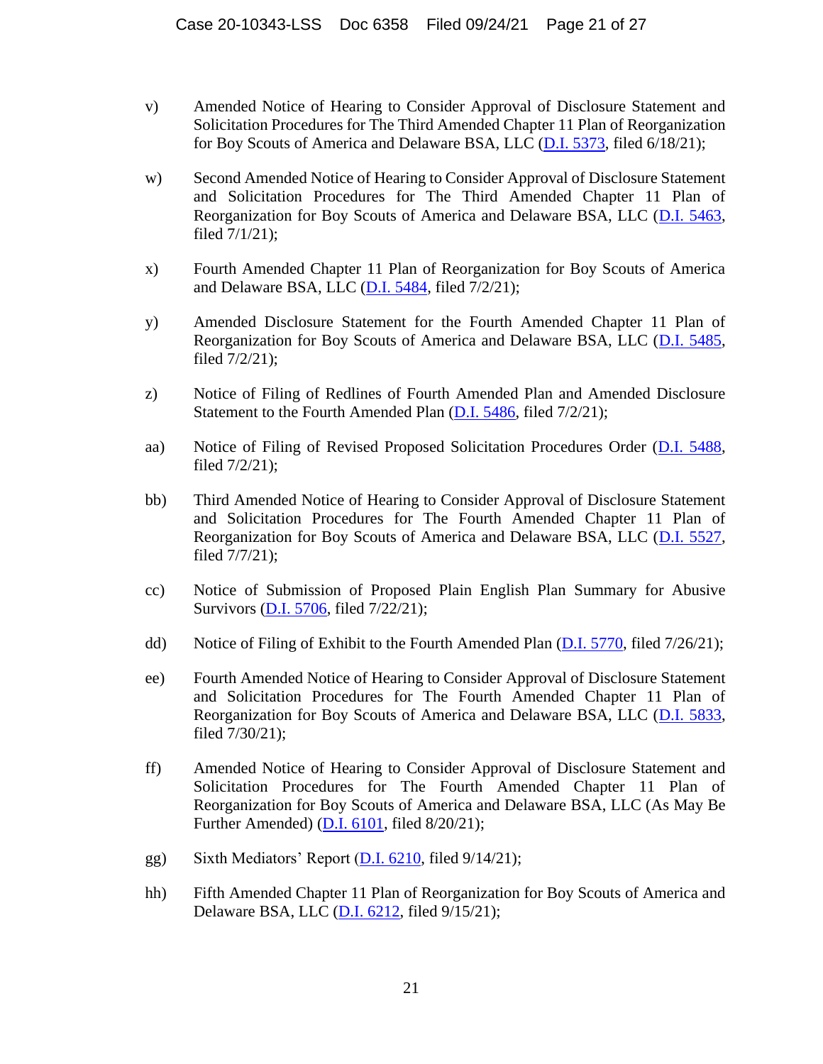v) Amended Notice of Hearing to Consider Approval of Disclosure Statement and Solicitation Procedures for The Third Amended Chapter 11 Plan of Reorganization for Boy Scouts of America and Delaware BSA, LLC (D.I. 5373, filed 6/18/21);

w) Second Amended Notice of Hearing to Consider Approval of Disclosure Statement and Solicitation Procedures for The Third Amended Chapter 11 Plan of Reorganization for Boy Scouts of America and Delaware BSA, LLC (D.I. 5463, filed 7/1/21);

x) Fourth Amended Chapter 11 Plan of Reorganization for Boy Scouts of America and Delaware BSA, LLC (D.I. 5484, filed 7/2/21);

y) Amended Disclosure Statement for the Fourth Amended Chapter 11 Plan of Reorganization for Boy Scouts of America and Delaware BSA, LLC (D.I. 5485, filed 7/2/21);

z) Notice of Filing of Redlines of Fourth Amended Plan and Amended Disclosure Statement to the Fourth Amended Plan (D.I. 5486, filed 7/2/21);

aa) Notice of Filing of Revised Proposed Solicitation Procedures Order (D.I. 5488, filed 7/2/21);

bb) Third Amended Notice of Hearing to Consider Approval of Disclosure Statement and Solicitation Procedures for The Fourth Amended Chapter 11 Plan of Reorganization for Boy Scouts of America and Delaware BSA, LLC (D.I. 5527, filed 7/7/21);

cc) Notice of Submission of Proposed Plain English Plan Summary for Abusive Survivors (D.I. 5706, filed 7/22/21);

dd) Notice of Filing of Exhibit to the Fourth Amended Plan (D.I. 5770, filed 7/26/21);

ee) Fourth Amended Notice of Hearing to Consider Approval of Disclosure Statement and Solicitation Procedures for The Fourth Amended Chapter 11 Plan of Reorganization for Boy Scouts of America and Delaware BSA, LLC (D.I. 5833, filed 7/30/21);

ff) Amended Notice of Hearing to Consider Approval of Disclosure Statement and Solicitation Procedures for The Fourth Amended Chapter 11 Plan of Reorganization for Boy Scouts of America and Delaware BSA, LLC (As May Be Further Amended) (D.I. 6101, filed 8/20/21);

gg) Sixth Mediators' Report (D.I. 6210, filed 9/14/21);

hh) Fifth Amended Chapter 11 Plan of Reorganization for Boy Scouts of America and Delaware BSA, LLC (D.I. 6212, filed 9/15/21);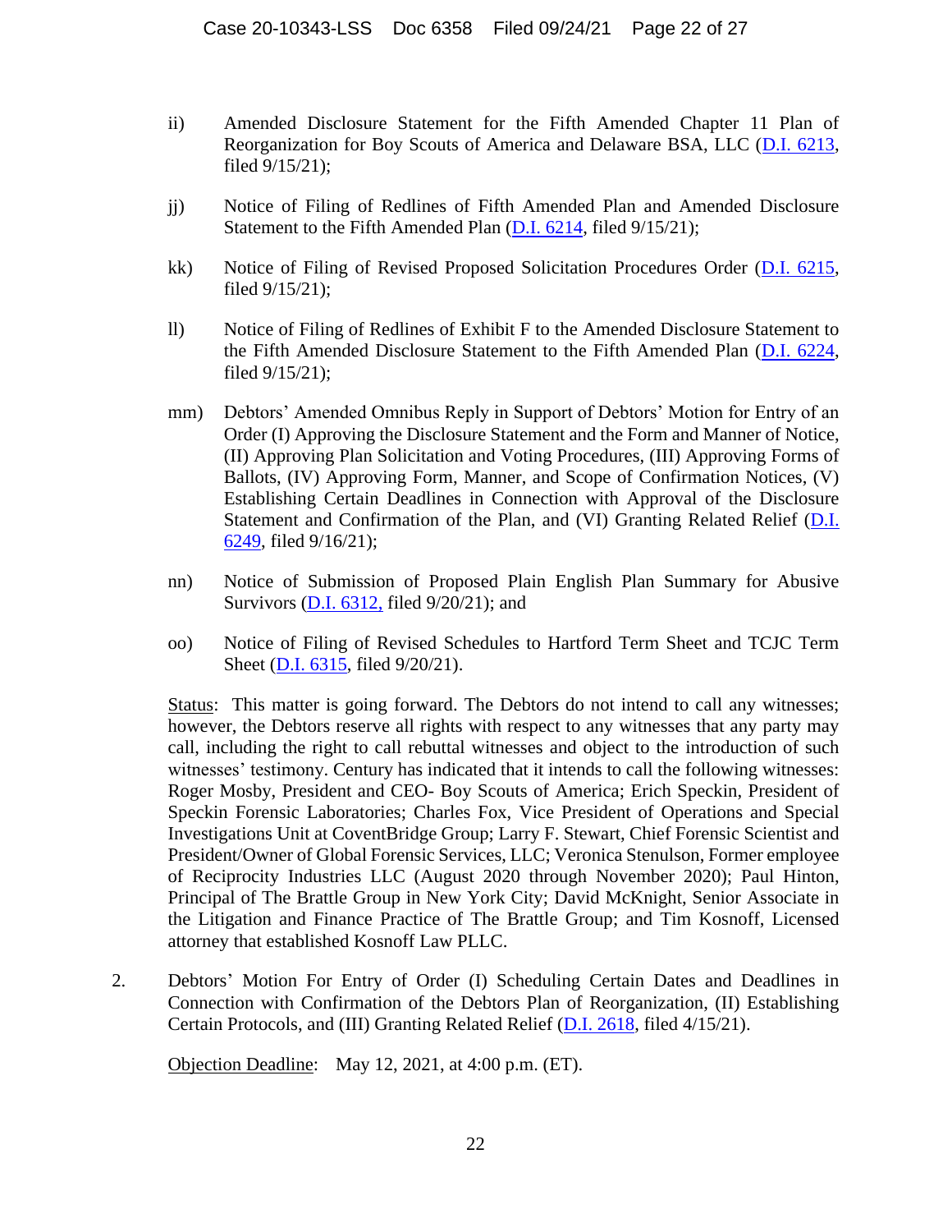ii) Amended Disclosure Statement for the Fifth Amended Chapter 11 Plan of Reorganization for Boy Scouts of America and Delaware BSA, LLC (D.I. 6213, filed 9/15/21);

jj) Notice of Filing of Redlines of Fifth Amended Plan and Amended Disclosure Statement to the Fifth Amended Plan (D.I. 6214, filed 9/15/21);

kk) Notice of Filing of Revised Proposed Solicitation Procedures Order (D.I. 6215, filed 9/15/21);

ll) Notice of Filing of Redlines of Exhibit F to the Amended Disclosure Statement to the Fifth Amended Disclosure Statement to the Fifth Amended Plan (D.I. 6224, filed 9/15/21);

mm) Debtors' Amended Omnibus Reply in Support of Debtors' Motion for Entry of an Order (I) Approving the Disclosure Statement and the Form and Manner of Notice, (II) Approving Plan Solicitation and Voting Procedures, (III) Approving Forms of Ballots, (IV) Approving Form, Manner, and Scope of Confirmation Notices, (V) Establishing Certain Deadlines in Connection with Approval of the Disclosure Statement and Confirmation of the Plan, and (VI) Granting Related Relief (D.I. 6249, filed 9/16/21);

nn) Notice of Submission of Proposed Plain English Plan Summary for Abusive Survivors (D.I. 6312, filed 9/20/21); and

oo) Notice of Filing of Revised Schedules to Hartford Term Sheet and TCJC Term Sheet (D.I. 6315, filed 9/20/21).

Status: This matter is going forward. The Debtors do not intend to call any witnesses; however, the Debtors reserve all rights with respect to any witnesses that any party may call, including the right to call rebuttal witnesses and object to the introduction of such witnesses' testimony. Century has indicated that it intends to call the following witnesses: Roger Mosby, President and CEO- Boy Scouts of America; Erich Speckin, President of Speckin Forensic Laboratories; Charles Fox, Vice President of Operations and Special Investigations Unit at CoventBridge Group; Larry F. Stewart, Chief Forensic Scientist and President/Owner of Global Forensic Services, LLC; Veronica Stenulson, Former employee of Reciprocity Industries LLC (August 2020 through November 2020); Paul Hinton, Principal of The Brattle Group in New York City; David McKnight, Senior Associate in the Litigation and Finance Practice of The Brattle Group; and Tim Kosnoff, Licensed attorney that established Kosnoff Law PLLC.

2. Debtors' Motion For Entry of Order (I) Scheduling Certain Dates and Deadlines in Connection with Confirmation of the Debtors Plan of Reorganization, (II) Establishing Certain Protocols, and (III) Granting Related Relief (D.I. 2618, filed 4/15/21).

Objection Deadline: May 12, 2021, at 4:00 p.m. (ET).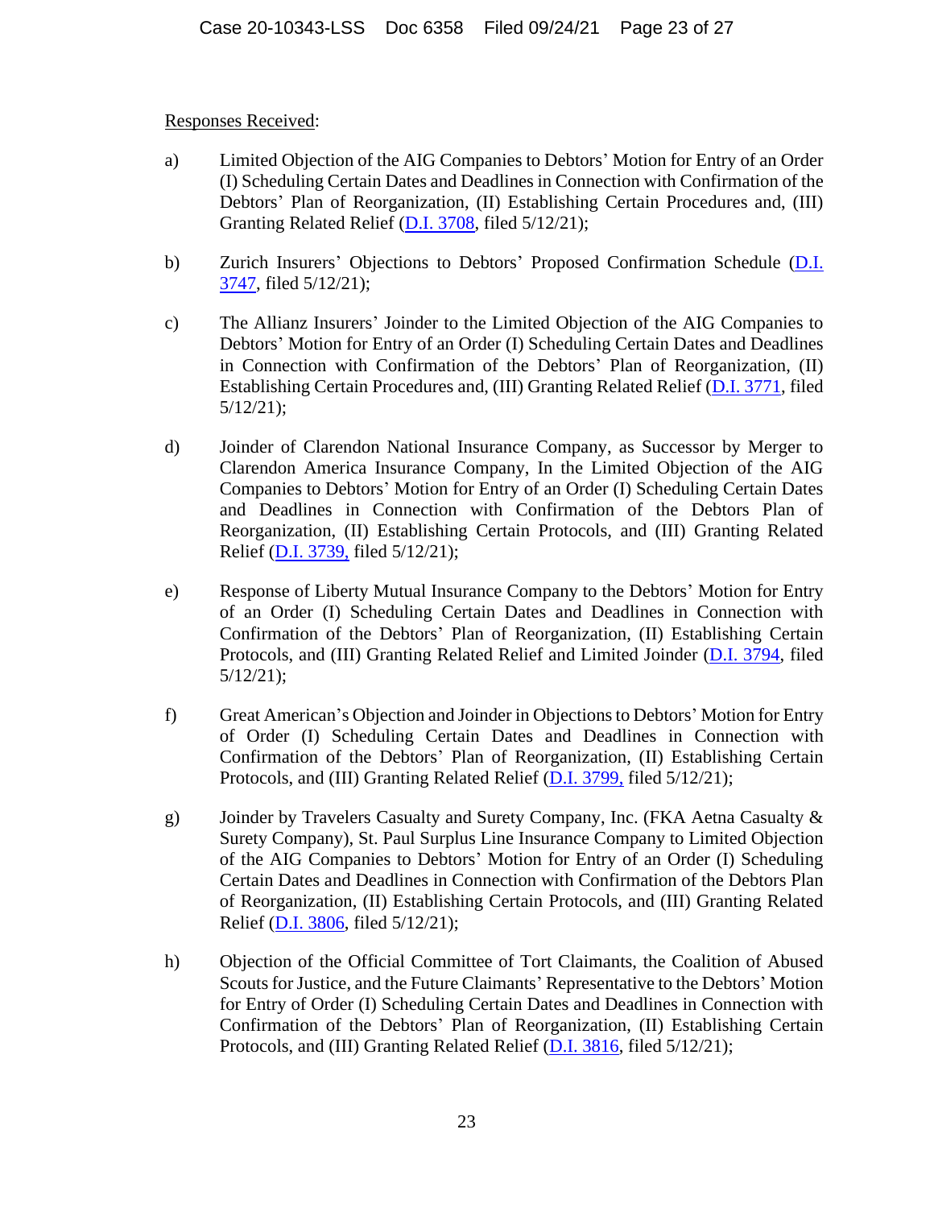Responses Received:

a) Limited Objection of the AIG Companies to Debtors' Motion for Entry of an Order (I) Scheduling Certain Dates and Deadlines in Connection with Confirmation of the Debtors' Plan of Reorganization, (II) Establishing Certain Procedures and, (III) Granting Related Relief (D.I. 3708, filed 5/12/21);

b) Zurich Insurers' Objections to Debtors' Proposed Confirmation Schedule (D.I. 3747, filed 5/12/21);

c) The Allianz Insurers' Joinder to the Limited Objection of the AIG Companies to Debtors' Motion for Entry of an Order (I) Scheduling Certain Dates and Deadlines in Connection with Confirmation of the Debtors' Plan of Reorganization, (II) Establishing Certain Procedures and, (III) Granting Related Relief (D.I. 3771, filed 5/12/21);

d) Joinder of Clarendon National Insurance Company, as Successor by Merger to Clarendon America Insurance Company, In the Limited Objection of the AIG Companies to Debtors' Motion for Entry of an Order (I) Scheduling Certain Dates and Deadlines in Connection with Confirmation of the Debtors Plan of Reorganization, (II) Establishing Certain Protocols, and (III) Granting Related Relief (D.I. 3739, filed 5/12/21);

e) Response of Liberty Mutual Insurance Company to the Debtors' Motion for Entry of an Order (I) Scheduling Certain Dates and Deadlines in Connection with Confirmation of the Debtors' Plan of Reorganization, (II) Establishing Certain Protocols, and (III) Granting Related Relief and Limited Joinder (D.I. 3794, filed 5/12/21);

f) Great American's Objection and Joinder in Objections to Debtors' Motion for Entry of Order (I) Scheduling Certain Dates and Deadlines in Connection with Confirmation of the Debtors' Plan of Reorganization, (II) Establishing Certain Protocols, and (III) Granting Related Relief (D.I. 3799, filed 5/12/21);

g) Joinder by Travelers Casualty and Surety Company, Inc. (FKA Aetna Casualty & Surety Company), St. Paul Surplus Line Insurance Company to Limited Objection of the AIG Companies to Debtors' Motion for Entry of an Order (I) Scheduling Certain Dates and Deadlines in Connection with Confirmation of the Debtors Plan of Reorganization, (II) Establishing Certain Protocols, and (III) Granting Related Relief (D.I. 3806, filed 5/12/21);

h) Objection of the Official Committee of Tort Claimants, the Coalition of Abused Scouts for Justice, and the Future Claimants' Representative to the Debtors' Motion for Entry of Order (I) Scheduling Certain Dates and Deadlines in Connection with Confirmation of the Debtors' Plan of Reorganization, (II) Establishing Certain Protocols, and (III) Granting Related Relief (D.I. 3816, filed 5/12/21);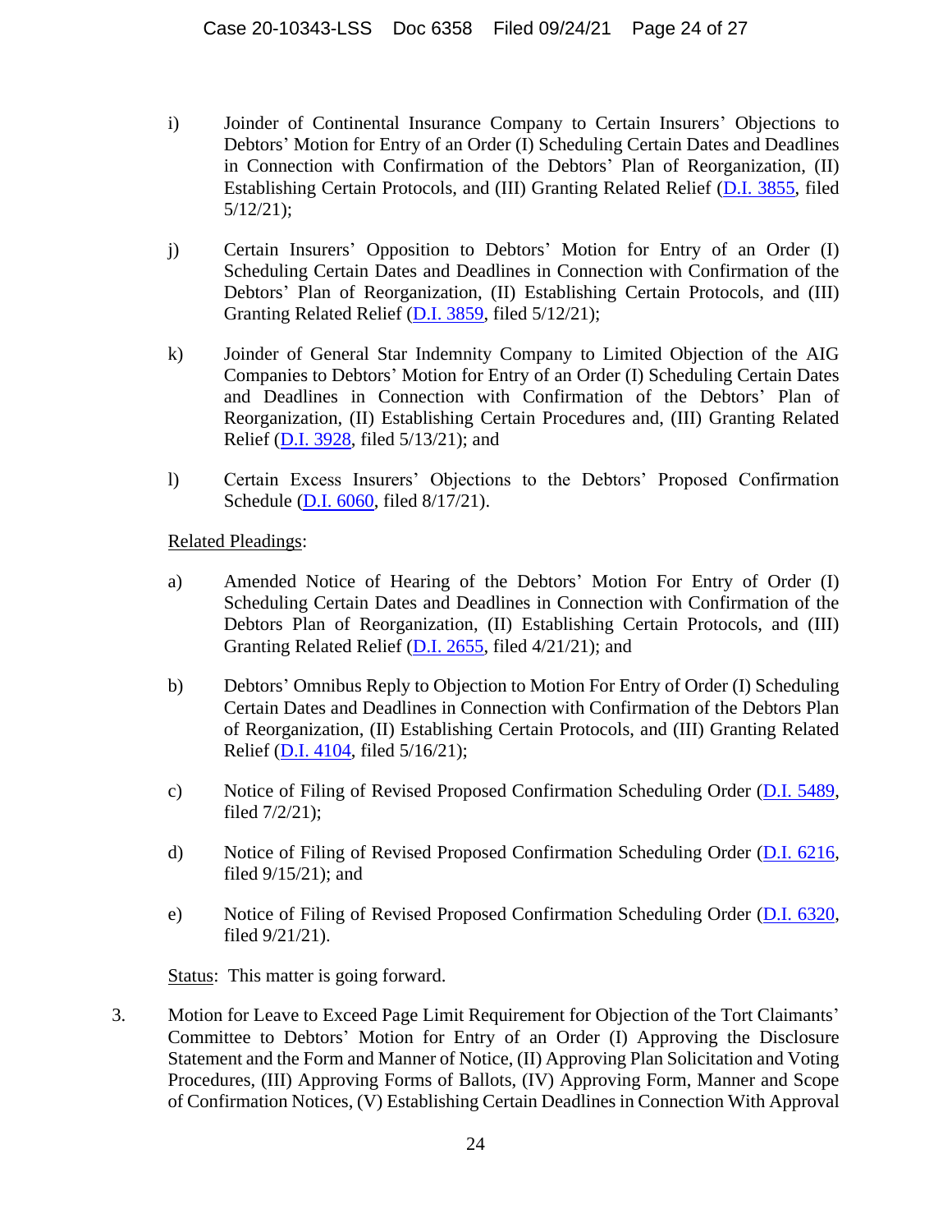i) Joinder of Continental Insurance Company to Certain Insurers' Objections to Debtors' Motion for Entry of an Order (I) Scheduling Certain Dates and Deadlines in Connection with Confirmation of the Debtors' Plan of Reorganization, (II) Establishing Certain Protocols, and (III) Granting Related Relief (D.I. 3855, filed 5/12/21);

j) Certain Insurers' Opposition to Debtors' Motion for Entry of an Order (I) Scheduling Certain Dates and Deadlines in Connection with Confirmation of the Debtors' Plan of Reorganization, (II) Establishing Certain Protocols, and (III) Granting Related Relief (D.I. 3859, filed 5/12/21);

k) Joinder of General Star Indemnity Company to Limited Objection of the AIG Companies to Debtors' Motion for Entry of an Order (I) Scheduling Certain Dates and Deadlines in Connection with Confirmation of the Debtors' Plan of Reorganization, (II) Establishing Certain Procedures and, (III) Granting Related Relief (D.I. 3928, filed 5/13/21); and

l) Certain Excess Insurers' Objections to the Debtors' Proposed Confirmation Schedule (D.I. 6060, filed 8/17/21).

Related Pleadings:

a) Amended Notice of Hearing of the Debtors' Motion For Entry of Order (I) Scheduling Certain Dates and Deadlines in Connection with Confirmation of the Debtors Plan of Reorganization, (II) Establishing Certain Protocols, and (III) Granting Related Relief (D.I. 2655, filed 4/21/21); and

b) Debtors' Omnibus Reply to Objection to Motion For Entry of Order (I) Scheduling Certain Dates and Deadlines in Connection with Confirmation of the Debtors Plan of Reorganization, (II) Establishing Certain Protocols, and (III) Granting Related Relief (D.I. 4104, filed 5/16/21);

c) Notice of Filing of Revised Proposed Confirmation Scheduling Order (D.I. 5489, filed 7/2/21);

d) Notice of Filing of Revised Proposed Confirmation Scheduling Order (D.I. 6216, filed 9/15/21); and

e) Notice of Filing of Revised Proposed Confirmation Scheduling Order (D.I. 6320, filed 9/21/21).

Status: This matter is going forward.

3. Motion for Leave to Exceed Page Limit Requirement for Objection of the Tort Claimants' Committee to Debtors' Motion for Entry of an Order (I) Approving the Disclosure Statement and the Form and Manner of Notice, (II) Approving Plan Solicitation and Voting Procedures, (III) Approving Forms of Ballots, (IV) Approving Form, Manner and Scope of Confirmation Notices, (V) Establishing Certain Deadlines in Connection With Approval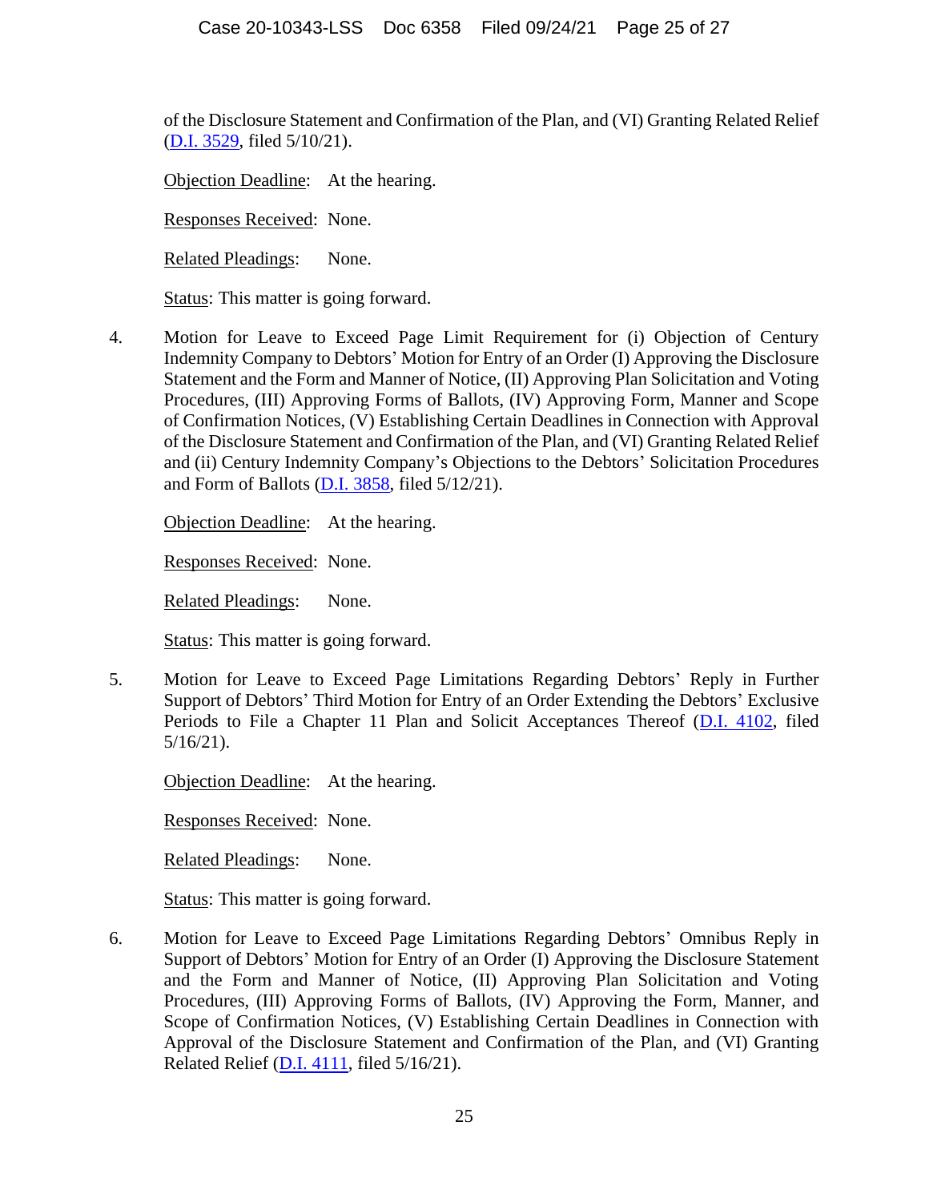of the Disclosure Statement and Confirmation of the Plan, and (VI) Granting Related Relief (D.I. 3529, filed 5/10/21).

Objection Deadline: At the hearing.

Responses Received: None.

Related Pleadings: None.

Status: This matter is going forward.

4. Motion for Leave to Exceed Page Limit Requirement for (i) Objection of Century Indemnity Company to Debtors' Motion for Entry of an Order (I) Approving the Disclosure Statement and the Form and Manner of Notice, (II) Approving Plan Solicitation and Voting Procedures, (III) Approving Forms of Ballots, (IV) Approving Form, Manner and Scope of Confirmation Notices, (V) Establishing Certain Deadlines in Connection with Approval of the Disclosure Statement and Confirmation of the Plan, and (VI) Granting Related Relief and (ii) Century Indemnity Company's Objections to the Debtors' Solicitation Procedures and Form of Ballots (D.I. 3858, filed 5/12/21).

   Objection Deadline: At the hearing.

   Responses Received: None.

   Related Pleadings: None.

   Status: This matter is going forward.

5. Motion for Leave to Exceed Page Limitations Regarding Debtors' Reply in Further Support of Debtors' Third Motion for Entry of an Order Extending the Debtors' Exclusive Periods to File a Chapter 11 Plan and Solicit Acceptances Thereof (D.I. 4102, filed 5/16/21).

   Objection Deadline: At the hearing.

   Responses Received: None.

   Related Pleadings: None.

   Status: This matter is going forward.

6. Motion for Leave to Exceed Page Limitations Regarding Debtors' Omnibus Reply in Support of Debtors' Motion for Entry of an Order (I) Approving the Disclosure Statement and the Form and Manner of Notice, (II) Approving Plan Solicitation and Voting Procedures, (III) Approving Forms of Ballots, (IV) Approving the Form, Manner, and Scope of Confirmation Notices, (V) Establishing Certain Deadlines in Connection with Approval of the Disclosure Statement and Confirmation of the Plan, and (VI) Granting Related Relief (D.I. 4111, filed 5/16/21).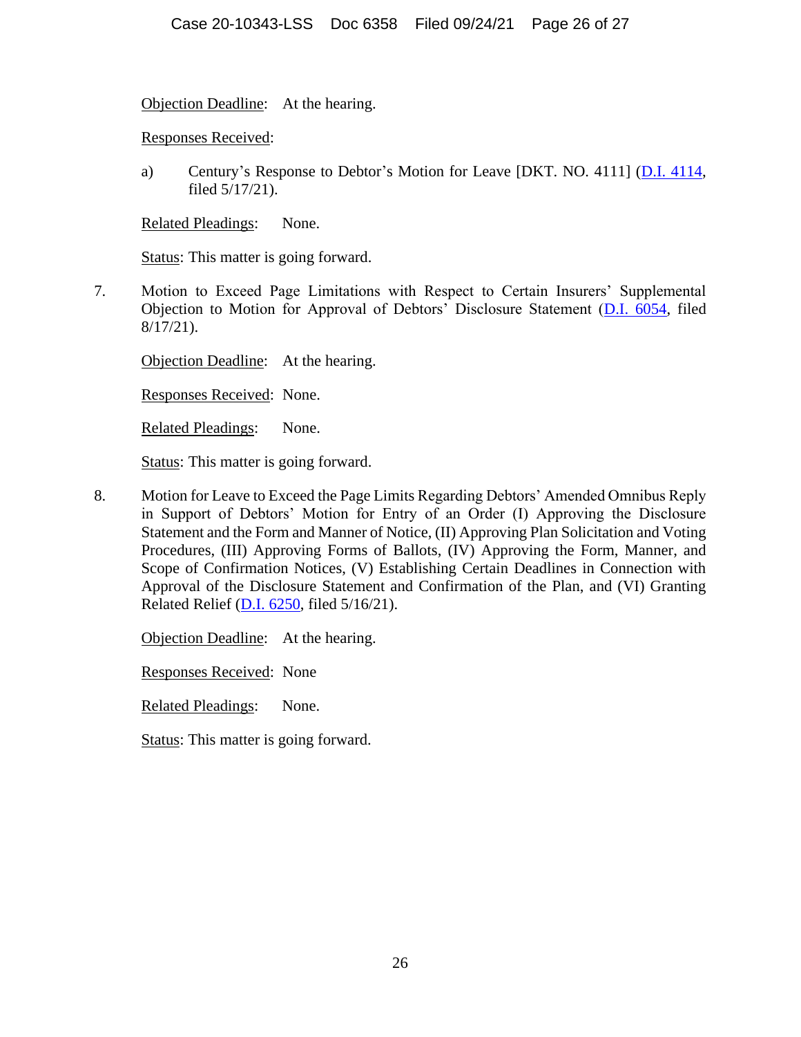Objection Deadline: At the hearing.

Responses Received:

a) Century's Response to Debtor's Motion for Leave [DKT. NO. 4111] (D.I. 4114, filed 5/17/21).

Related Pleadings: None.

Status: This matter is going forward.

7. Motion to Exceed Page Limitations with Respect to Certain Insurers' Supplemental Objection to Motion for Approval of Debtors' Disclosure Statement (D.I. 6054, filed 8/17/21).

   Objection Deadline: At the hearing.

   Responses Received: None.

   Related Pleadings: None.

   Status: This matter is going forward.

8. Motion for Leave to Exceed the Page Limits Regarding Debtors' Amended Omnibus Reply in Support of Debtors' Motion for Entry of an Order (I) Approving the Disclosure Statement and the Form and Manner of Notice, (II) Approving Plan Solicitation and Voting Procedures, (III) Approving Forms of Ballots, (IV) Approving the Form, Manner, and Scope of Confirmation Notices, (V) Establishing Certain Deadlines in Connection with Approval of the Disclosure Statement and Confirmation of the Plan, and (VI) Granting Related Relief (D.I. 6250, filed 5/16/21).

   Objection Deadline: At the hearing.

   Responses Received: None

   Related Pleadings: None.

   Status: This matter is going forward.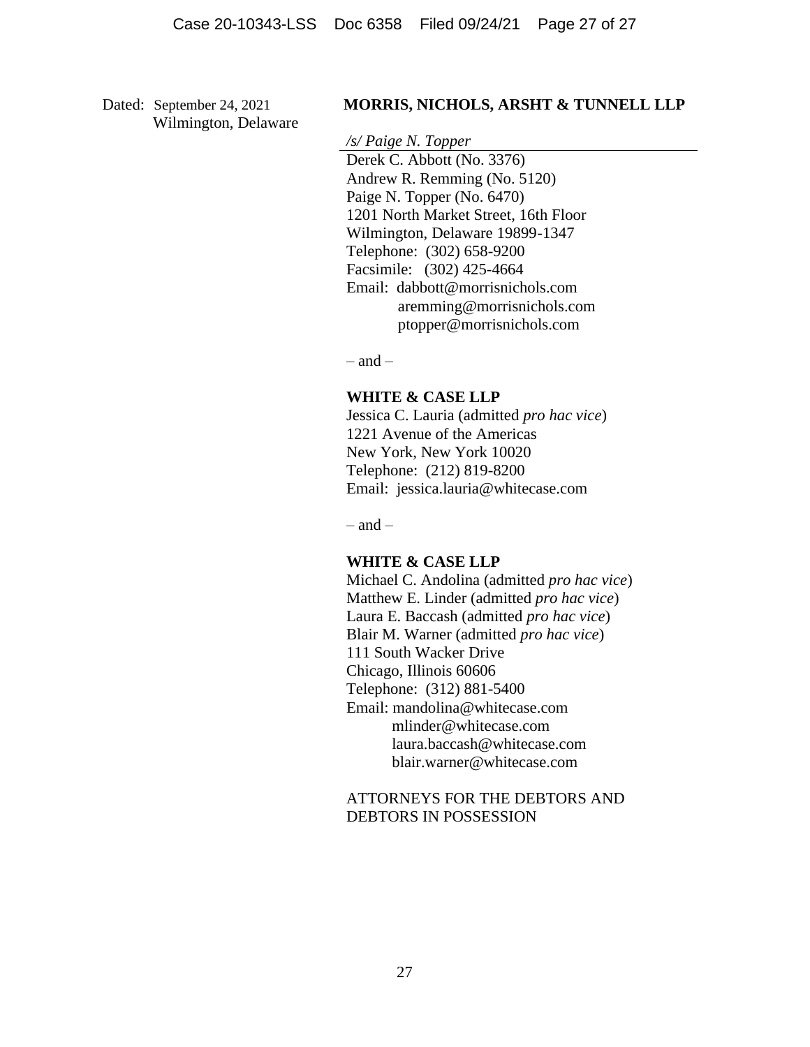Dated: September 24, 2021
Wilmington, Delaware

**MORRIS, NICHOLS, ARSHT & TUNNELL LLP**

*/s/ Paige N. Topper*
Derek C. Abbott (No. 3376)
Andrew R. Remming (No. 5120)
Paige N. Topper (No. 6470)
1201 North Market Street, 16th Floor
Wilmington, Delaware 19899-1347
Telephone: (302) 658-9200
Facsimile: (302) 425-4664
Email: dabbott@morrisnichols.com
aremming@morrisnichols.com
ptopper@morrisnichols.com

– and –

**WHITE & CASE LLP**
Jessica C. Lauria (admitted *pro hac vice*)
1221 Avenue of the Americas
New York, New York 10020
Telephone: (212) 819-8200
Email: jessica.lauria@whitecase.com

– and –

**WHITE & CASE LLP**
Michael C. Andolina (admitted *pro hac vice*)
Matthew E. Linder (admitted *pro hac vice*)
Laura E. Baccash (admitted *pro hac vice*)
Blair M. Warner (admitted *pro hac vice*)
111 South Wacker Drive
Chicago, Illinois 60606
Telephone: (312) 881-5400
Email: mandolina@whitecase.com
mlinder@whitecase.com
laura.baccash@whitecase.com
blair.warner@whitecase.com

ATTORNEYS FOR THE DEBTORS AND DEBTORS IN POSSESSION